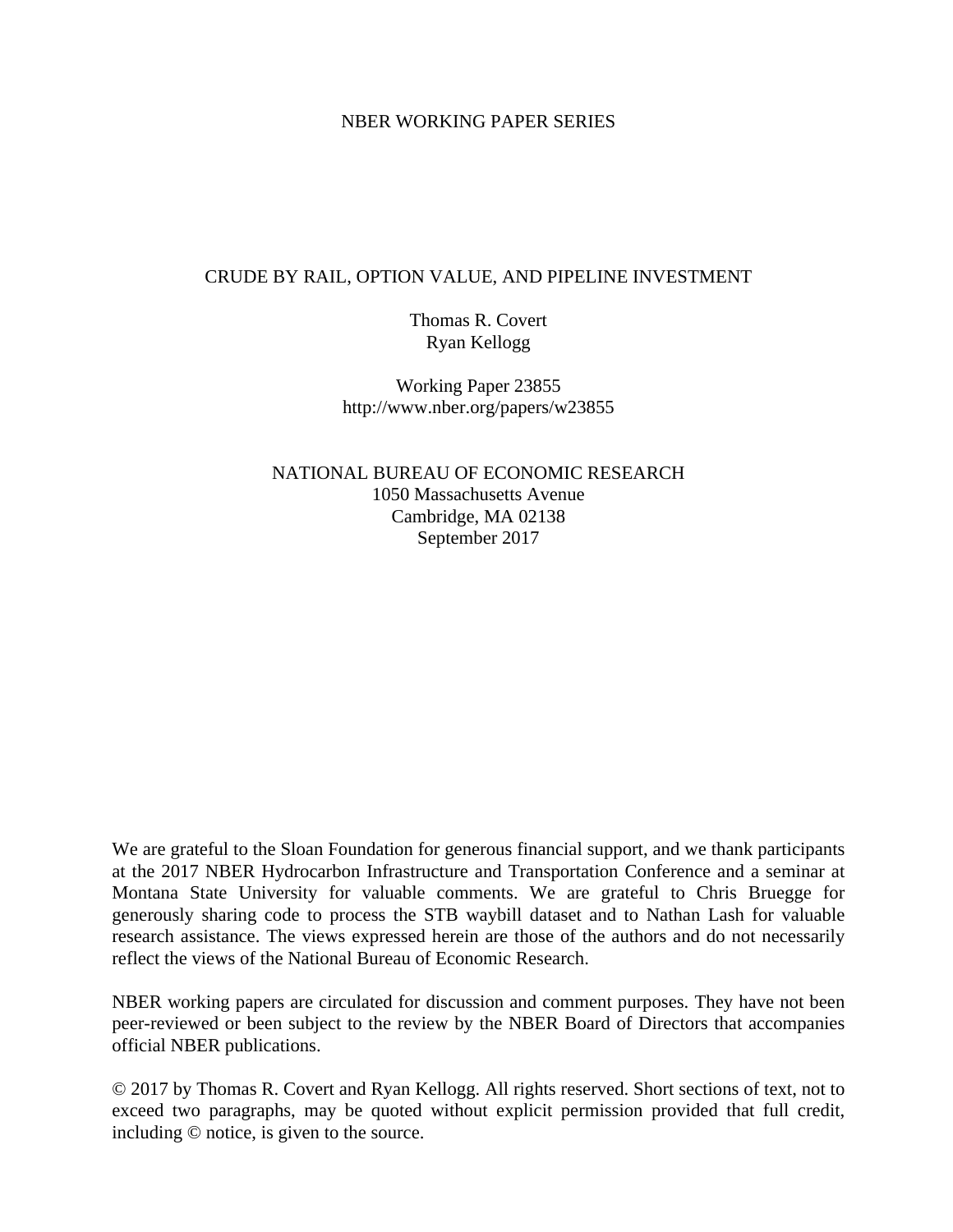NBER WORKING PAPER SERIES

# CRUDE BY RAIL, OPTION VALUE, AND PIPELINE INVESTMENT

Thomas R. Covert
Ryan Kellogg

Working Paper 23855
http://www.nber.org/papers/w23855

NATIONAL BUREAU OF ECONOMIC RESEARCH
1050 Massachusetts Avenue
Cambridge, MA 02138
September 2017

We are grateful to the Sloan Foundation for generous financial support, and we thank participants at the 2017 NBER Hydrocarbon Infrastructure and Transportation Conference and a seminar at Montana State University for valuable comments. We are grateful to Chris Bruegge for generously sharing code to process the STB waybill dataset and to Nathan Lash for valuable research assistance. The views expressed herein are those of the authors and do not necessarily reflect the views of the National Bureau of Economic Research.

NBER working papers are circulated for discussion and comment purposes. They have not been peer-reviewed or been subject to the review by the NBER Board of Directors that accompanies official NBER publications.

© 2017 by Thomas R. Covert and Ryan Kellogg. All rights reserved. Short sections of text, not to exceed two paragraphs, may be quoted without explicit permission provided that full credit, including © notice, is given to the source.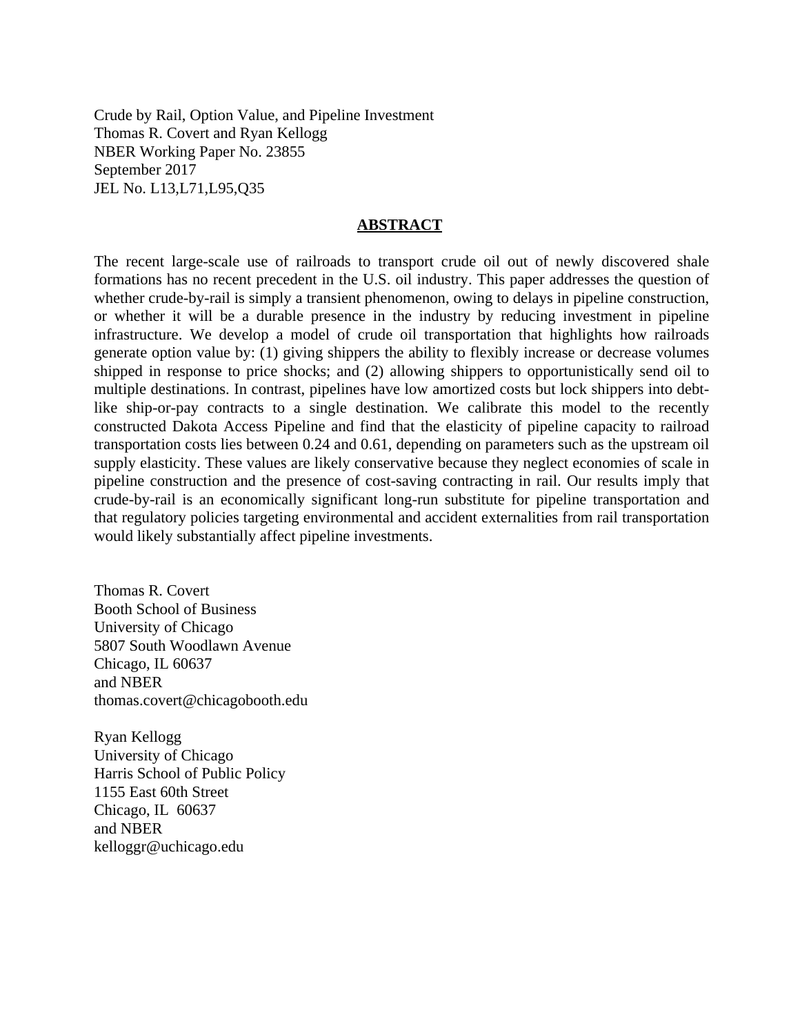Crude by Rail, Option Value, and Pipeline Investment
Thomas R. Covert and Ryan Kellogg
NBER Working Paper No. 23855
September 2017
JEL No. L13,L71,L95,Q35

## ABSTRACT

The recent large-scale use of railroads to transport crude oil out of newly discovered shale formations has no recent precedent in the U.S. oil industry. This paper addresses the question of whether crude-by-rail is simply a transient phenomenon, owing to delays in pipeline construction, or whether it will be a durable presence in the industry by reducing investment in pipeline infrastructure. We develop a model of crude oil transportation that highlights how railroads generate option value by: (1) giving shippers the ability to flexibly increase or decrease volumes shipped in response to price shocks; and (2) allowing shippers to opportunistically send oil to multiple destinations. In contrast, pipelines have low amortized costs but lock shippers into debt-like ship-or-pay contracts to a single destination. We calibrate this model to the recently constructed Dakota Access Pipeline and find that the elasticity of pipeline capacity to railroad transportation costs lies between 0.24 and 0.61, depending on parameters such as the upstream oil supply elasticity. These values are likely conservative because they neglect economies of scale in pipeline construction and the presence of cost-saving contracting in rail. Our results imply that crude-by-rail is an economically significant long-run substitute for pipeline transportation and that regulatory policies targeting environmental and accident externalities from rail transportation would likely substantially affect pipeline investments.

Thomas R. Covert
Booth School of Business
University of Chicago
5807 South Woodlawn Avenue
Chicago, IL 60637
and NBER
thomas.covert@chicagobooth.edu

Ryan Kellogg
University of Chicago
Harris School of Public Policy
1155 East 60th Street
Chicago, IL 60637
and NBER
kelloggr@uchicago.edu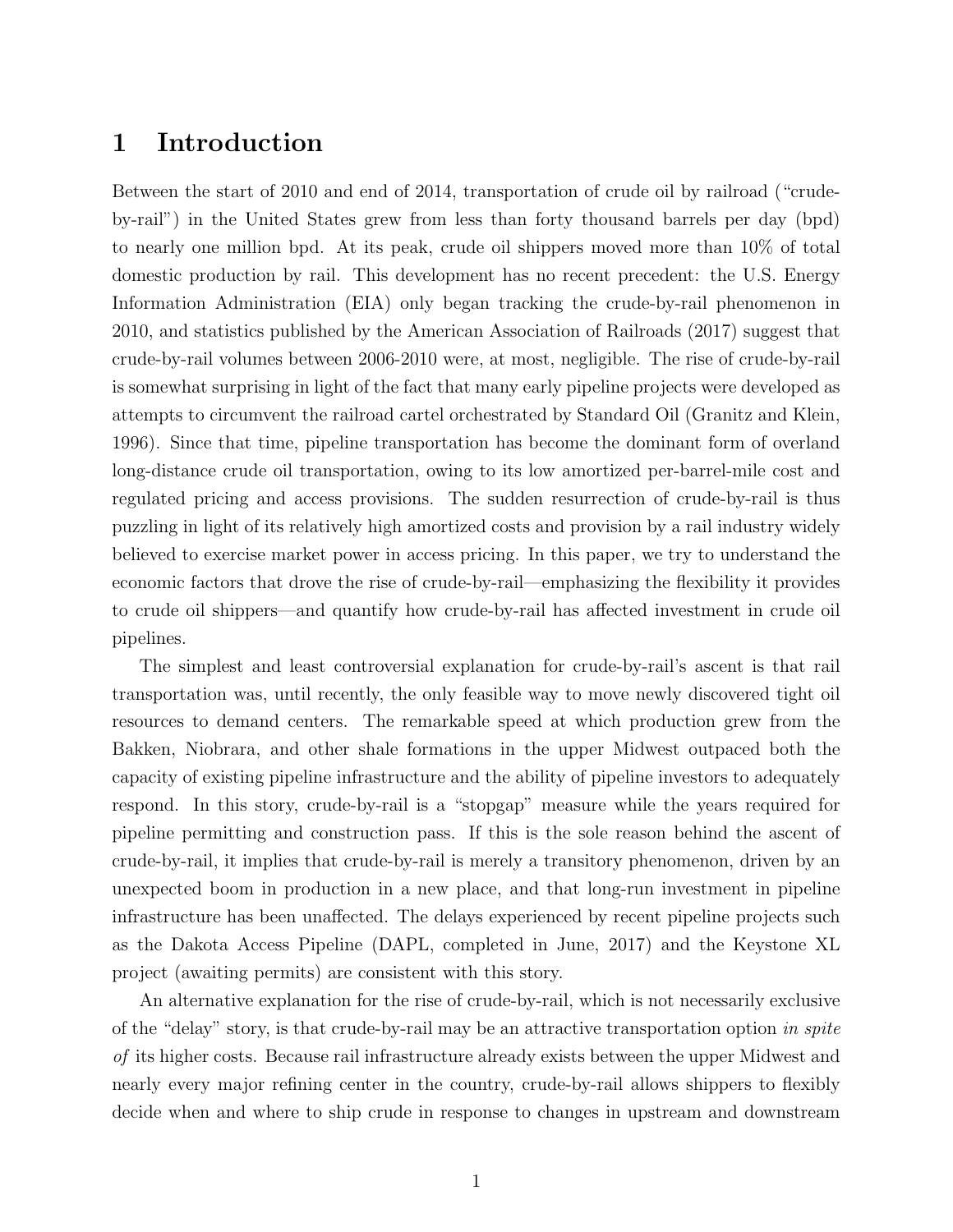# 1 Introduction

Between the start of 2010 and end of 2014, transportation of crude oil by railroad ("crude-by-rail") in the United States grew from less than forty thousand barrels per day (bpd) to nearly one million bpd. At its peak, crude oil shippers moved more than 10% of total domestic production by rail. This development has no recent precedent: the U.S. Energy Information Administration (EIA) only began tracking the crude-by-rail phenomenon in 2010, and statistics published by the American Association of Railroads (2017) suggest that crude-by-rail volumes between 2006-2010 were, at most, negligible. The rise of crude-by-rail is somewhat surprising in light of the fact that many early pipeline projects were developed as attempts to circumvent the railroad cartel orchestrated by Standard Oil (Granitz and Klein, 1996). Since that time, pipeline transportation has become the dominant form of overland long-distance crude oil transportation, owing to its low amortized per-barrel-mile cost and regulated pricing and access provisions. The sudden resurrection of crude-by-rail is thus puzzling in light of its relatively high amortized costs and provision by a rail industry widely believed to exercise market power in access pricing. In this paper, we try to understand the economic factors that drove the rise of crude-by-rail—emphasizing the flexibility it provides to crude oil shippers—and quantify how crude-by-rail has affected investment in crude oil pipelines.

The simplest and least controversial explanation for crude-by-rail's ascent is that rail transportation was, until recently, the only feasible way to move newly discovered tight oil resources to demand centers. The remarkable speed at which production grew from the Bakken, Niobrara, and other shale formations in the upper Midwest outpaced both the capacity of existing pipeline infrastructure and the ability of pipeline investors to adequately respond. In this story, crude-by-rail is a "stopgap" measure while the years required for pipeline permitting and construction pass. If this is the sole reason behind the ascent of crude-by-rail, it implies that crude-by-rail is merely a transitory phenomenon, driven by an unexpected boom in production in a new place, and that long-run investment in pipeline infrastructure has been unaffected. The delays experienced by recent pipeline projects such as the Dakota Access Pipeline (DAPL, completed in June, 2017) and the Keystone XL project (awaiting permits) are consistent with this story.

An alternative explanation for the rise of crude-by-rail, which is not necessarily exclusive of the "delay" story, is that crude-by-rail may be an attractive transportation option *in spite of* its higher costs. Because rail infrastructure already exists between the upper Midwest and nearly every major refining center in the country, crude-by-rail allows shippers to flexibly decide when and where to ship crude in response to changes in upstream and downstream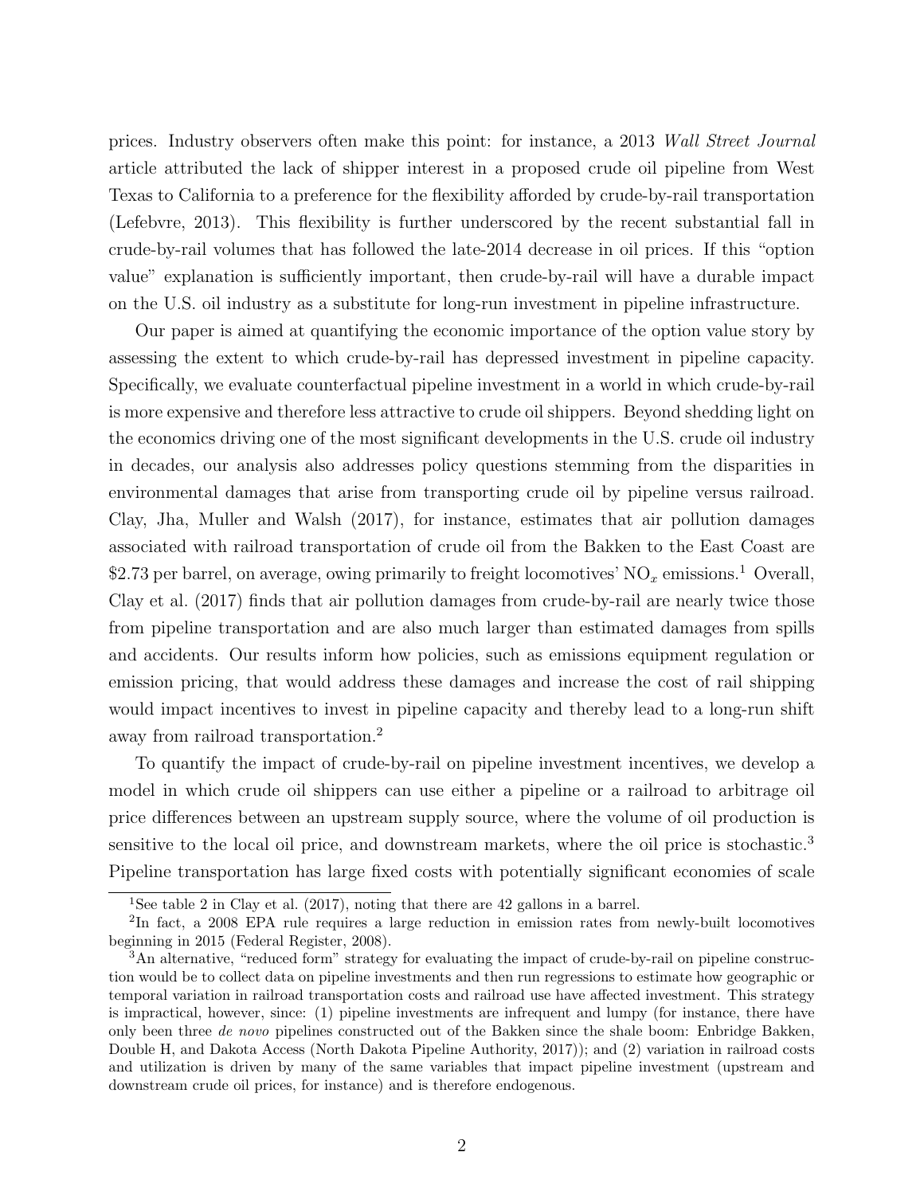prices. Industry observers often make this point: for instance, a 2013 *Wall Street Journal* article attributed the lack of shipper interest in a proposed crude oil pipeline from West Texas to California to a preference for the flexibility afforded by crude-by-rail transportation (Lefebvre, 2013). This flexibility is further underscored by the recent substantial fall in crude-by-rail volumes that has followed the late-2014 decrease in oil prices. If this "option value" explanation is sufficiently important, then crude-by-rail will have a durable impact on the U.S. oil industry as a substitute for long-run investment in pipeline infrastructure.

Our paper is aimed at quantifying the economic importance of the option value story by assessing the extent to which crude-by-rail has depressed investment in pipeline capacity. Specifically, we evaluate counterfactual pipeline investment in a world in which crude-by-rail is more expensive and therefore less attractive to crude oil shippers. Beyond shedding light on the economics driving one of the most significant developments in the U.S. crude oil industry in decades, our analysis also addresses policy questions stemming from the disparities in environmental damages that arise from transporting crude oil by pipeline versus railroad. Clay, Jha, Muller and Walsh (2017), for instance, estimates that air pollution damages associated with railroad transportation of crude oil from the Bakken to the East Coast are \$2.73 per barrel, on average, owing primarily to freight locomotives' $NO_x$ emissions.[1] Overall, Clay et al. (2017) finds that air pollution damages from crude-by-rail are nearly twice those from pipeline transportation and are also much larger than estimated damages from spills and accidents. Our results inform how policies, such as emissions equipment regulation or emission pricing, that would address these damages and increase the cost of rail shipping would impact incentives to invest in pipeline capacity and thereby lead to a long-run shift away from railroad transportation.[2]

To quantify the impact of crude-by-rail on pipeline investment incentives, we develop a model in which crude oil shippers can use either a pipeline or a railroad to arbitrage oil price differences between an upstream supply source, where the volume of oil production is sensitive to the local oil price, and downstream markets, where the oil price is stochastic.[3] Pipeline transportation has large fixed costs with potentially significant economies of scale

[1] See table 2 in Clay et al. (2017), noting that there are 42 gallons in a barrel.

[2] In fact, a 2008 EPA rule requires a large reduction in emission rates from newly-built locomotives beginning in 2015 (Federal Register, 2008).

[3] An alternative, "reduced form" strategy for evaluating the impact of crude-by-rail on pipeline construction would be to collect data on pipeline investments and then run regressions to estimate how geographic or temporal variation in railroad transportation costs and railroad use have affected investment. This strategy is impractical, however, since: (1) pipeline investments are infrequent and lumpy (for instance, there have only been three *de novo* pipelines constructed out of the Bakken since the shale boom: Enbridge Bakken, Double H, and Dakota Access (North Dakota Pipeline Authority, 2017)); and (2) variation in railroad costs and utilization is driven by many of the same variables that impact pipeline investment (upstream and downstream crude oil prices, for instance) and is therefore endogenous.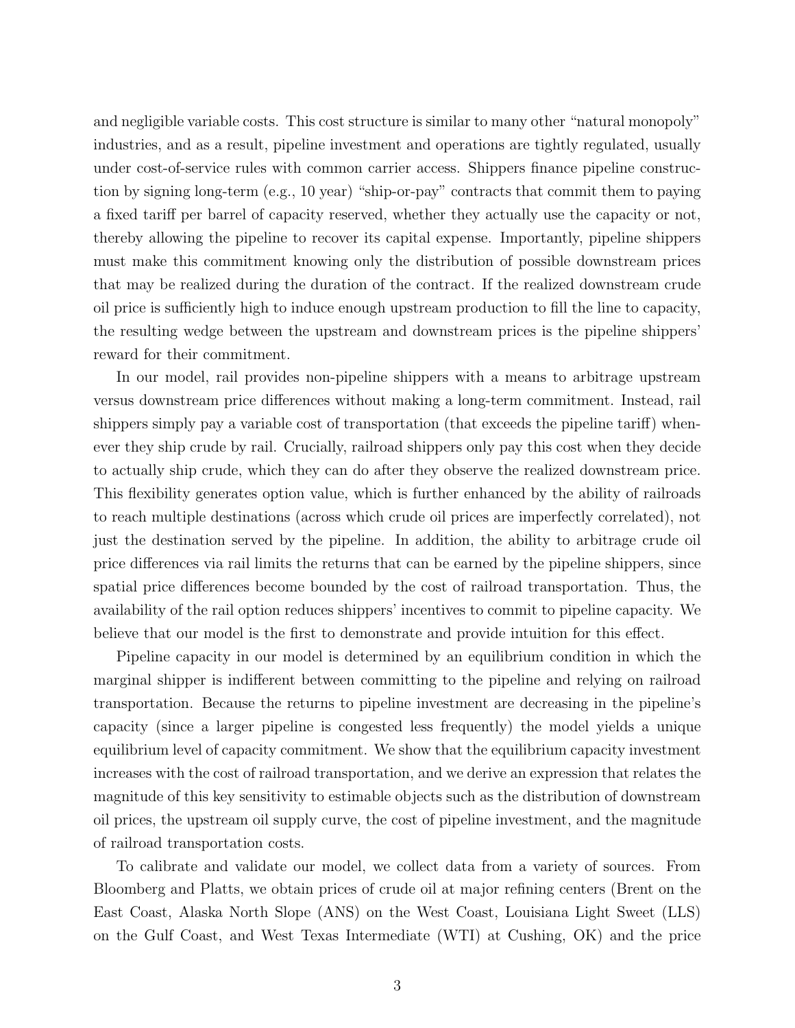and negligible variable costs. This cost structure is similar to many other "natural monopoly" industries, and as a result, pipeline investment and operations are tightly regulated, usually under cost-of-service rules with common carrier access. Shippers finance pipeline construction by signing long-term (e.g., 10 year) "ship-or-pay" contracts that commit them to paying a fixed tariff per barrel of capacity reserved, whether they actually use the capacity or not, thereby allowing the pipeline to recover its capital expense. Importantly, pipeline shippers must make this commitment knowing only the distribution of possible downstream prices that may be realized during the duration of the contract. If the realized downstream crude oil price is sufficiently high to induce enough upstream production to fill the line to capacity, the resulting wedge between the upstream and downstream prices is the pipeline shippers' reward for their commitment.

In our model, rail provides non-pipeline shippers with a means to arbitrage upstream versus downstream price differences without making a long-term commitment. Instead, rail shippers simply pay a variable cost of transportation (that exceeds the pipeline tariff) whenever they ship crude by rail. Crucially, railroad shippers only pay this cost when they decide to actually ship crude, which they can do after they observe the realized downstream price. This flexibility generates option value, which is further enhanced by the ability of railroads to reach multiple destinations (across which crude oil prices are imperfectly correlated), not just the destination served by the pipeline. In addition, the ability to arbitrage crude oil price differences via rail limits the returns that can be earned by the pipeline shippers, since spatial price differences become bounded by the cost of railroad transportation. Thus, the availability of the rail option reduces shippers' incentives to commit to pipeline capacity. We believe that our model is the first to demonstrate and provide intuition for this effect.

Pipeline capacity in our model is determined by an equilibrium condition in which the marginal shipper is indifferent between committing to the pipeline and relying on railroad transportation. Because the returns to pipeline investment are decreasing in the pipeline's capacity (since a larger pipeline is congested less frequently) the model yields a unique equilibrium level of capacity commitment. We show that the equilibrium capacity investment increases with the cost of railroad transportation, and we derive an expression that relates the magnitude of this key sensitivity to estimable objects such as the distribution of downstream oil prices, the upstream oil supply curve, the cost of pipeline investment, and the magnitude of railroad transportation costs.

To calibrate and validate our model, we collect data from a variety of sources. From Bloomberg and Platts, we obtain prices of crude oil at major refining centers (Brent on the East Coast, Alaska North Slope (ANS) on the West Coast, Louisiana Light Sweet (LLS) on the Gulf Coast, and West Texas Intermediate (WTI) at Cushing, OK) and the price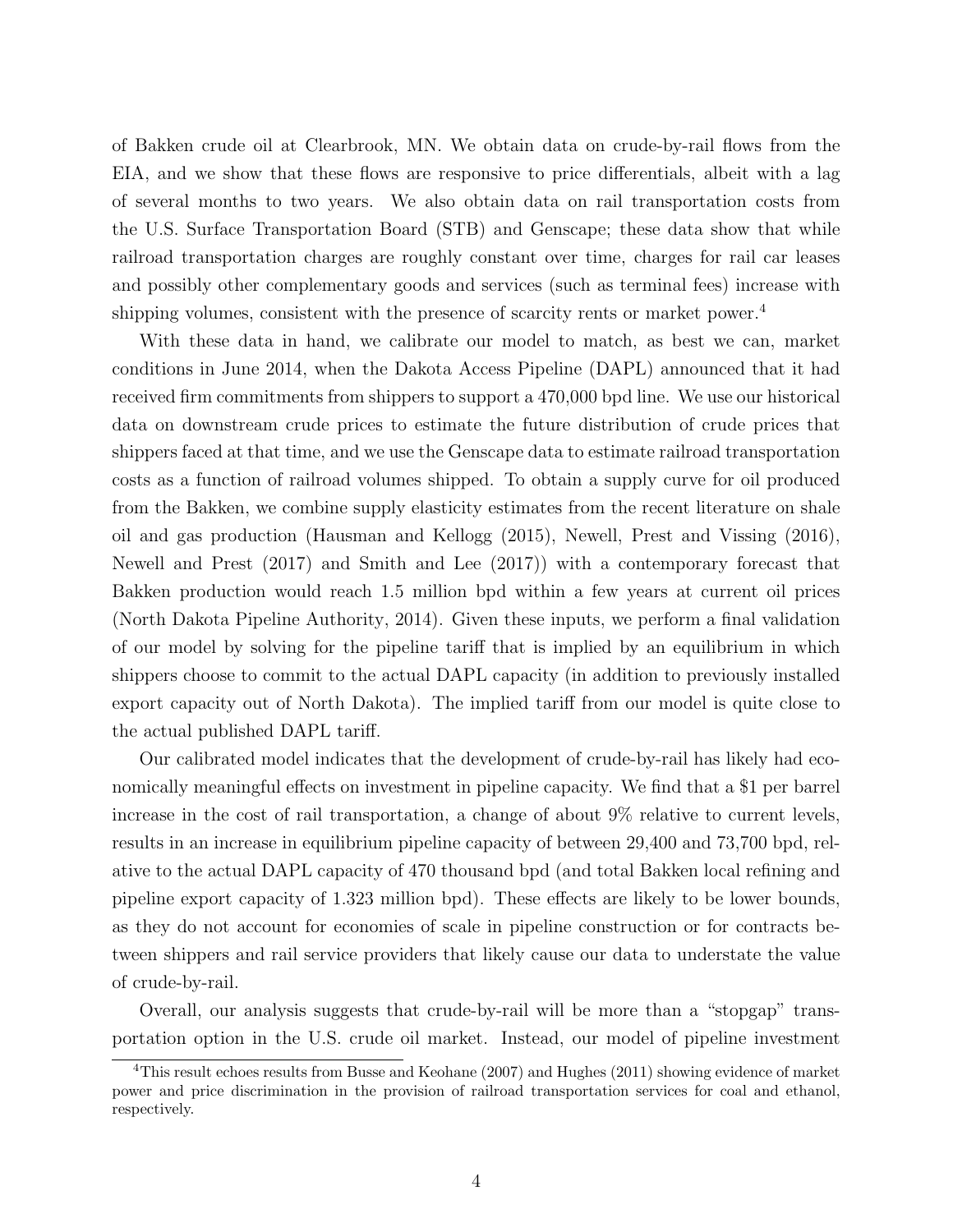of Bakken crude oil at Clearbrook, MN. We obtain data on crude-by-rail flows from the EIA, and we show that these flows are responsive to price differentials, albeit with a lag of several months to two years. We also obtain data on rail transportation costs from the U.S. Surface Transportation Board (STB) and Genscape; these data show that while railroad transportation charges are roughly constant over time, charges for rail car leases and possibly other complementary goods and services (such as terminal fees) increase with shipping volumes, consistent with the presence of scarcity rents or market power.[4]

With these data in hand, we calibrate our model to match, as best we can, market conditions in June 2014, when the Dakota Access Pipeline (DAPL) announced that it had received firm commitments from shippers to support a 470,000 bpd line. We use our historical data on downstream crude prices to estimate the future distribution of crude prices that shippers faced at that time, and we use the Genscape data to estimate railroad transportation costs as a function of railroad volumes shipped. To obtain a supply curve for oil produced from the Bakken, we combine supply elasticity estimates from the recent literature on shale oil and gas production (Hausman and Kellogg (2015), Newell, Prest and Vissing (2016), Newell and Prest (2017) and Smith and Lee (2017)) with a contemporary forecast that Bakken production would reach 1.5 million bpd within a few years at current oil prices (North Dakota Pipeline Authority, 2014). Given these inputs, we perform a final validation of our model by solving for the pipeline tariff that is implied by an equilibrium in which shippers choose to commit to the actual DAPL capacity (in addition to previously installed export capacity out of North Dakota). The implied tariff from our model is quite close to the actual published DAPL tariff.

Our calibrated model indicates that the development of crude-by-rail has likely had economically meaningful effects on investment in pipeline capacity. We find that a $1 per barrel increase in the cost of rail transportation, a change of about 9% relative to current levels, results in an increase in equilibrium pipeline capacity of between 29,400 and 73,700 bpd, relative to the actual DAPL capacity of 470 thousand bpd (and total Bakken local refining and pipeline export capacity of 1.323 million bpd). These effects are likely to be lower bounds, as they do not account for economies of scale in pipeline construction or for contracts between shippers and rail service providers that likely cause our data to understate the value of crude-by-rail.

Overall, our analysis suggests that crude-by-rail will be more than a "stopgap" transportation option in the U.S. crude oil market. Instead, our model of pipeline investment

[4]This result echoes results from Busse and Keohane (2007) and Hughes (2011) showing evidence of market power and price discrimination in the provision of railroad transportation services for coal and ethanol, respectively.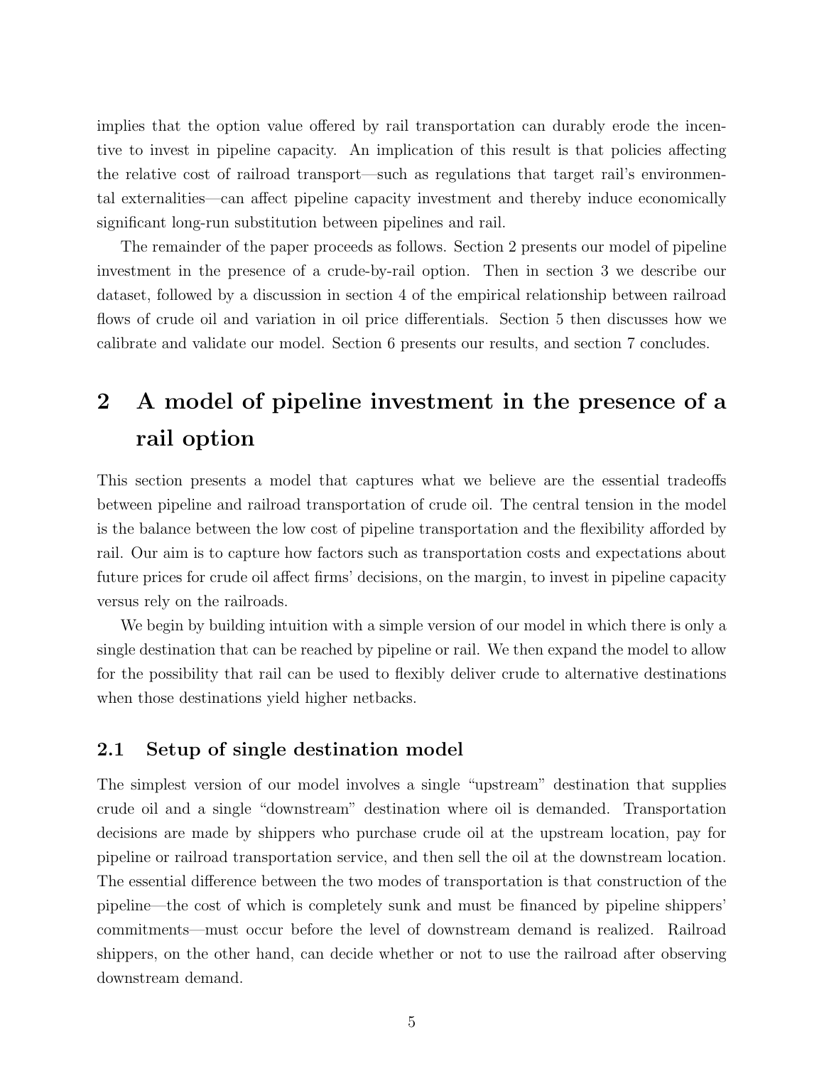implies that the option value offered by rail transportation can durably erode the incentive to invest in pipeline capacity. An implication of this result is that policies affecting the relative cost of railroad transport—such as regulations that target rail's environmental externalities—can affect pipeline capacity investment and thereby induce economically significant long-run substitution between pipelines and rail.

The remainder of the paper proceeds as follows. Section 2 presents our model of pipeline investment in the presence of a crude-by-rail option. Then in section 3 we describe our dataset, followed by a discussion in section 4 of the empirical relationship between railroad flows of crude oil and variation in oil price differentials. Section 5 then discusses how we calibrate and validate our model. Section 6 presents our results, and section 7 concludes.

# 2 A model of pipeline investment in the presence of a rail option

This section presents a model that captures what we believe are the essential tradeoffs between pipeline and railroad transportation of crude oil. The central tension in the model is the balance between the low cost of pipeline transportation and the flexibility afforded by rail. Our aim is to capture how factors such as transportation costs and expectations about future prices for crude oil affect firms' decisions, on the margin, to invest in pipeline capacity versus rely on the railroads.

We begin by building intuition with a simple version of our model in which there is only a single destination that can be reached by pipeline or rail. We then expand the model to allow for the possibility that rail can be used to flexibly deliver crude to alternative destinations when those destinations yield higher netbacks.

## 2.1 Setup of single destination model

The simplest version of our model involves a single "upstream" destination that supplies crude oil and a single "downstream" destination where oil is demanded. Transportation decisions are made by shippers who purchase crude oil at the upstream location, pay for pipeline or railroad transportation service, and then sell the oil at the downstream location. The essential difference between the two modes of transportation is that construction of the pipeline—the cost of which is completely sunk and must be financed by pipeline shippers' commitments—must occur before the level of downstream demand is realized. Railroad shippers, on the other hand, can decide whether or not to use the railroad after observing downstream demand.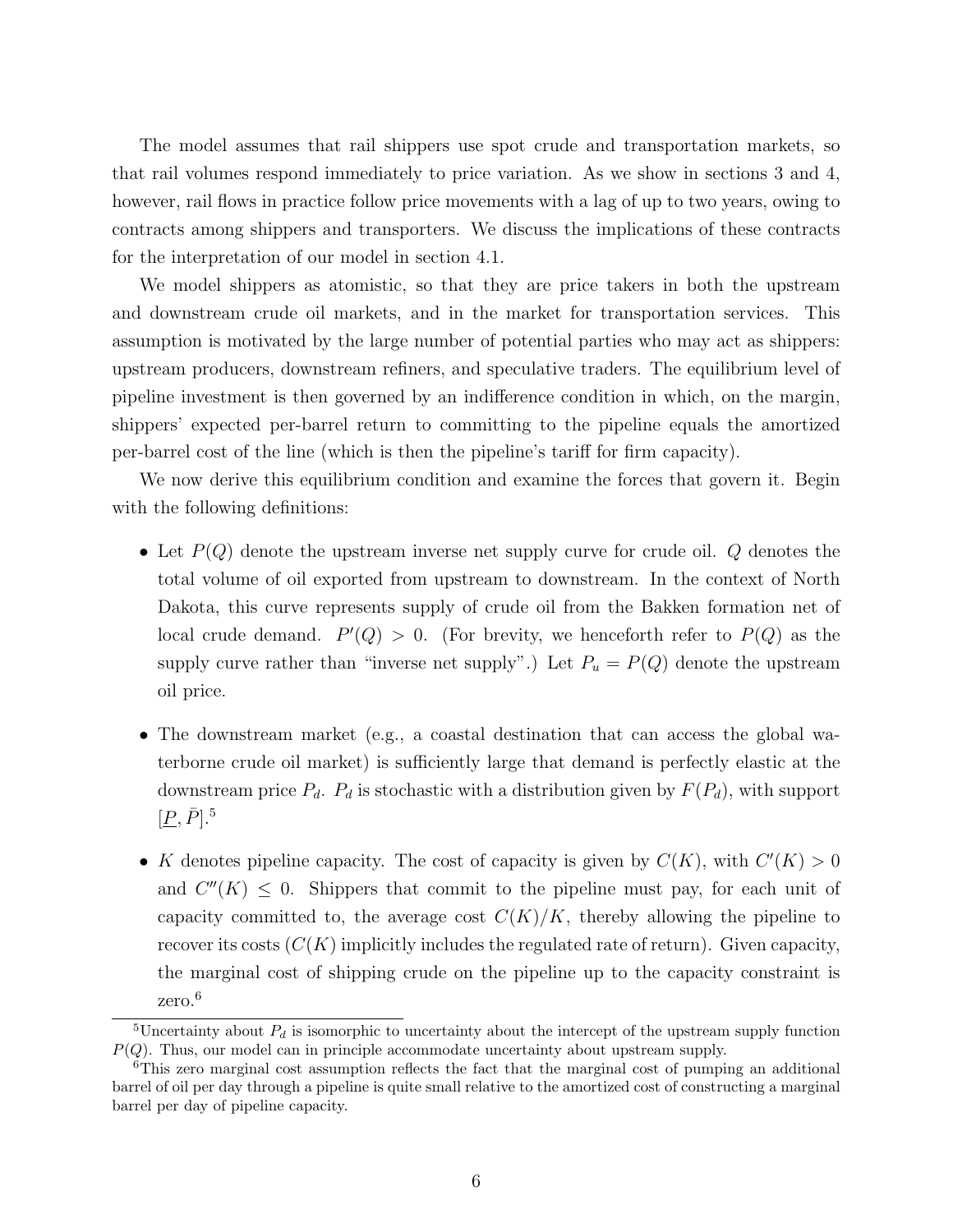The model assumes that rail shippers use spot crude and transportation markets, so that rail volumes respond immediately to price variation. As we show in sections 3 and 4, however, rail flows in practice follow price movements with a lag of up to two years, owing to contracts among shippers and transporters. We discuss the implications of these contracts for the interpretation of our model in section 4.1.

We model shippers as atomistic, so that they are price takers in both the upstream and downstream crude oil markets, and in the market for transportation services. This assumption is motivated by the large number of potential parties who may act as shippers: upstream producers, downstream refiners, and speculative traders. The equilibrium level of pipeline investment is then governed by an indifference condition in which, on the margin, shippers' expected per-barrel return to committing to the pipeline equals the amortized per-barrel cost of the line (which is then the pipeline's tariff for firm capacity).

We now derive this equilibrium condition and examine the forces that govern it. Begin with the following definitions:

- Let $P(Q)$ denote the upstream inverse net supply curve for crude oil. $Q$ denotes the total volume of oil exported from upstream to downstream. In the context of North Dakota, this curve represents supply of crude oil from the Bakken formation net of local crude demand. $P'(Q) > 0$. (For brevity, we henceforth refer to $P(Q)$ as the supply curve rather than "inverse net supply".) Let $P_u = P(Q)$ denote the upstream oil price.

- The downstream market (e.g., a coastal destination that can access the global waterborne crude oil market) is sufficiently large that demand is perfectly elastic at the downstream price $P_d$. $P_d$ is stochastic with a distribution given by $F(P_d)$, with support $[\underline{P}, \bar{P}]$.[5]

- $K$ denotes pipeline capacity. The cost of capacity is given by $C(K)$, with $C'(K) > 0$ and $C''(K) \leq 0$. Shippers that commit to the pipeline must pay, for each unit of capacity committed to, the average cost $C(K)/K$, thereby allowing the pipeline to recover its costs ($C(K)$ implicitly includes the regulated rate of return). Given capacity, the marginal cost of shipping crude on the pipeline up to the capacity constraint is zero.[6]

[5]Uncertainty about $P_d$ is isomorphic to uncertainty about the intercept of the upstream supply function $P(Q)$. Thus, our model can in principle accommodate uncertainty about upstream supply.

[6]This zero marginal cost assumption reflects the fact that the marginal cost of pumping an additional barrel of oil per day through a pipeline is quite small relative to the amortized cost of constructing a marginal barrel per day of pipeline capacity.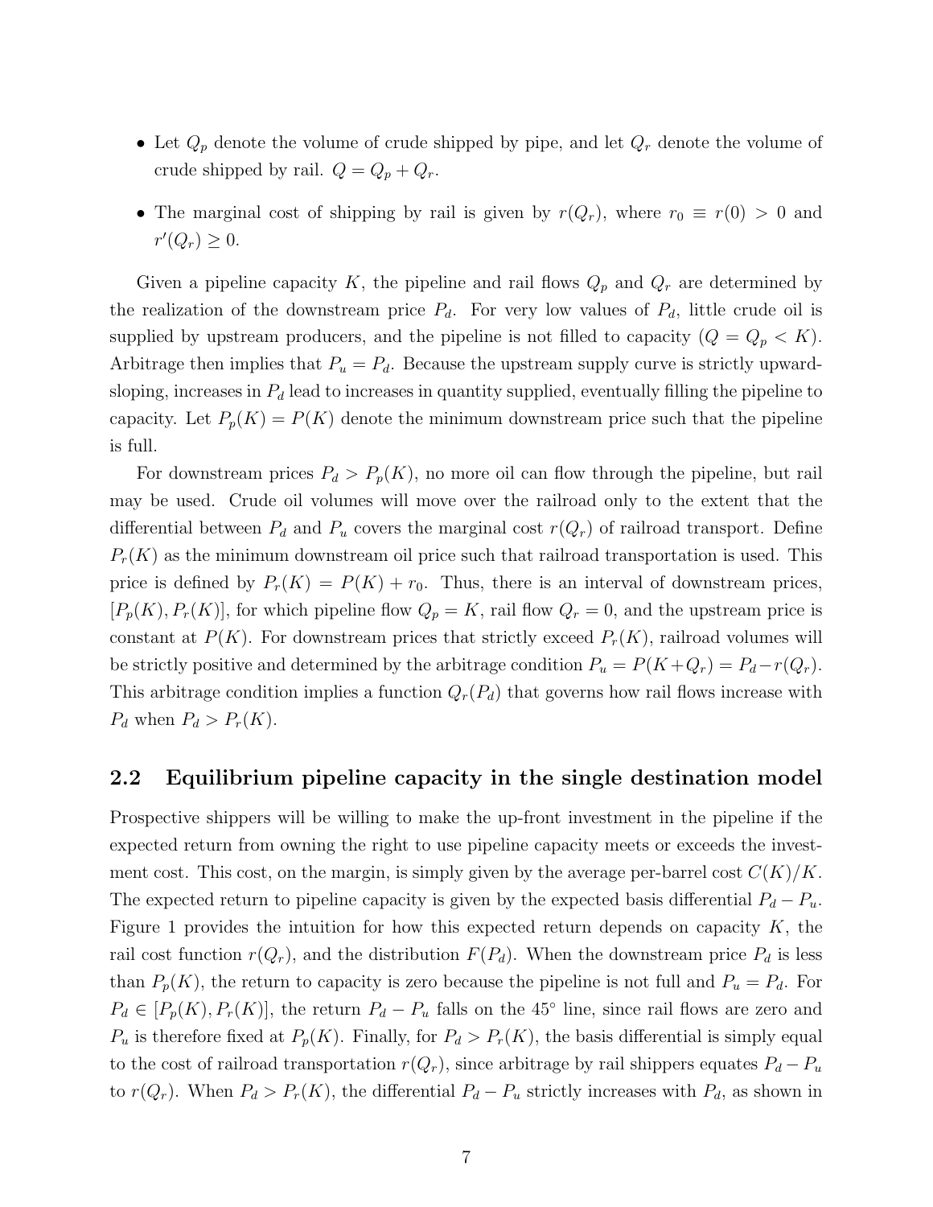- Let $Q_p$ denote the volume of crude shipped by pipe, and let $Q_r$ denote the volume of crude shipped by rail. $Q = Q_p + Q_r$.
- The marginal cost of shipping by rail is given by $r(Q_r)$, where $r_0 \equiv r(0) > 0$ and $r'(Q_r) \geq 0$.

Given a pipeline capacity $K$, the pipeline and rail flows $Q_p$ and $Q_r$ are determined by the realization of the downstream price $P_d$. For very low values of $P_d$, little crude oil is supplied by upstream producers, and the pipeline is not filled to capacity ($Q = Q_p < K$). Arbitrage then implies that $P_u = P_d$. Because the upstream supply curve is strictly upward-sloping, increases in $P_d$ lead to increases in quantity supplied, eventually filling the pipeline to capacity. Let $P_p(K) = P(K)$ denote the minimum downstream price such that the pipeline is full.

For downstream prices $P_d > P_p(K)$, no more oil can flow through the pipeline, but rail may be used. Crude oil volumes will move over the railroad only to the extent that the differential between $P_d$ and $P_u$ covers the marginal cost $r(Q_r)$ of railroad transport. Define $P_r(K)$ as the minimum downstream oil price such that railroad transportation is used. This price is defined by $P_r(K) = P(K) + r_0$. Thus, there is an interval of downstream prices, $[P_p(K), P_r(K)]$, for which pipeline flow $Q_p = K$, rail flow $Q_r = 0$, and the upstream price is constant at $P(K)$. For downstream prices that strictly exceed $P_r(K)$, railroad volumes will be strictly positive and determined by the arbitrage condition $P_u = P(K+Q_r) = P_d - r(Q_r)$. This arbitrage condition implies a function $Q_r(P_d)$ that governs how rail flows increase with $P_d$ when $P_d > P_r(K)$.

## 2.2 Equilibrium pipeline capacity in the single destination model

Prospective shippers will be willing to make the up-front investment in the pipeline if the expected return from owning the right to use pipeline capacity meets or exceeds the investment cost. This cost, on the margin, is simply given by the average per-barrel cost $C(K)/K$. The expected return to pipeline capacity is given by the expected basis differential $P_d - P_u$. Figure 1 provides the intuition for how this expected return depends on capacity $K$, the rail cost function $r(Q_r)$, and the distribution $F(P_d)$. When the downstream price $P_d$ is less than $P_p(K)$, the return to capacity is zero because the pipeline is not full and $P_u = P_d$. For $P_d \in [P_p(K), P_r(K)]$, the return $P_d - P_u$ falls on the 45° line, since rail flows are zero and $P_u$ is therefore fixed at $P_p(K)$. Finally, for $P_d > P_r(K)$, the basis differential is simply equal to the cost of railroad transportation $r(Q_r)$, since arbitrage by rail shippers equates $P_d - P_u$ to $r(Q_r)$. When $P_d > P_r(K)$, the differential $P_d - P_u$ strictly increases with $P_d$, as shown in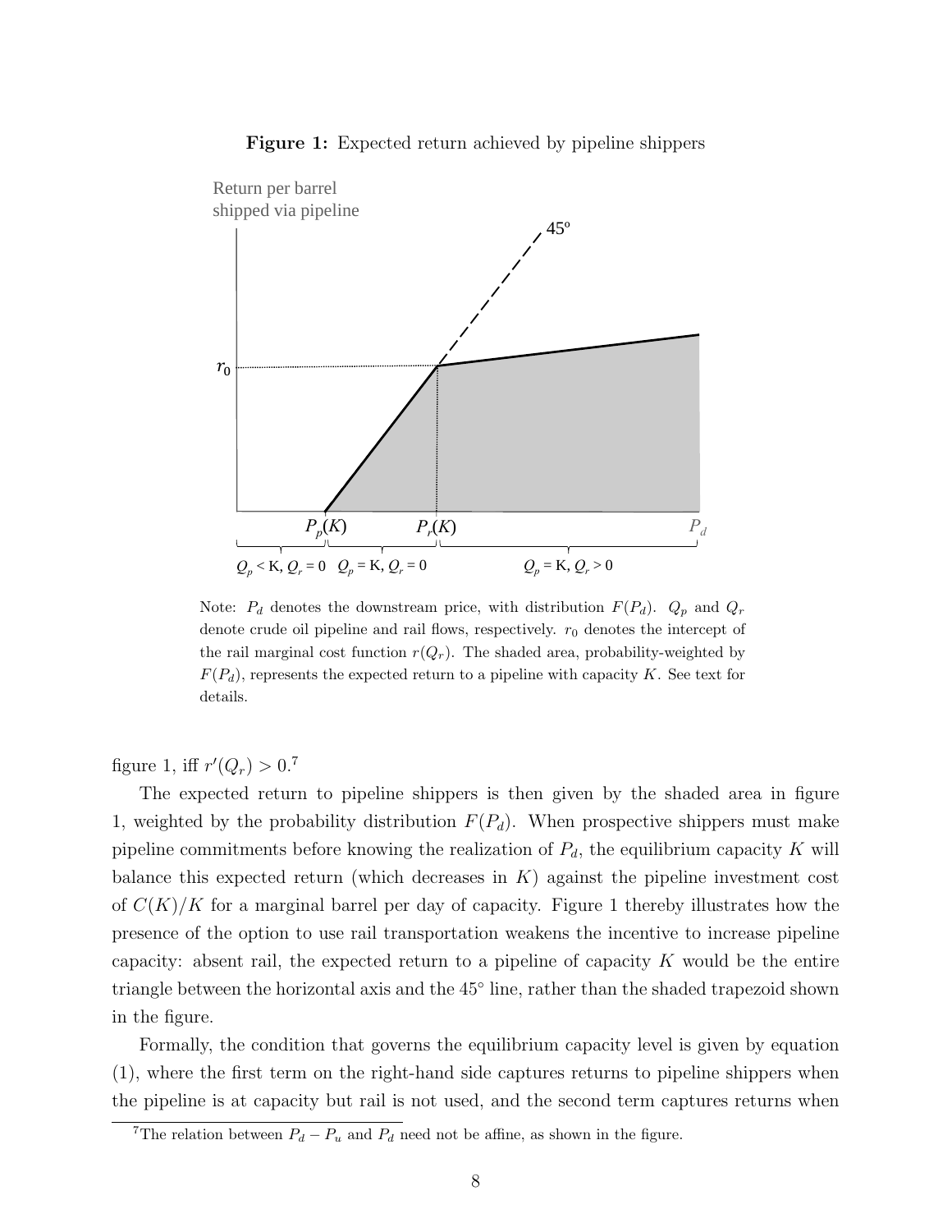**Figure 1:** Expected return achieved by pipeline shippers

Note: $P_d$ denotes the downstream price, with distribution $F(P_d)$. $Q_p$ and $Q_r$ denote crude oil pipeline and rail flows, respectively. $r_0$ denotes the intercept of the rail marginal cost function $r(Q_r)$. The shaded area, probability-weighted by $F(P_d)$, represents the expected return to a pipeline with capacity $K$. See text for details.

figure 1, iff $r'(Q_r) > 0$.[7]

The expected return to pipeline shippers is then given by the shaded area in figure 1, weighted by the probability distribution $F(P_d)$. When prospective shippers must make pipeline commitments before knowing the realization of $P_d$, the equilibrium capacity $K$ will balance this expected return (which decreases in $K$) against the pipeline investment cost of $C(K)/K$ for a marginal barrel per day of capacity. Figure 1 thereby illustrates how the presence of the option to use rail transportation weakens the incentive to increase pipeline capacity: absent rail, the expected return to a pipeline of capacity $K$ would be the entire triangle between the horizontal axis and the 45° line, rather than the shaded trapezoid shown in the figure.

Formally, the condition that governs the equilibrium capacity level is given by equation (1), where the first term on the right-hand side captures returns to pipeline shippers when the pipeline is at capacity but rail is not used, and the second term captures returns when

[7]The relation between $P_d - P_u$ and $P_d$ need not be affine, as shown in the figure.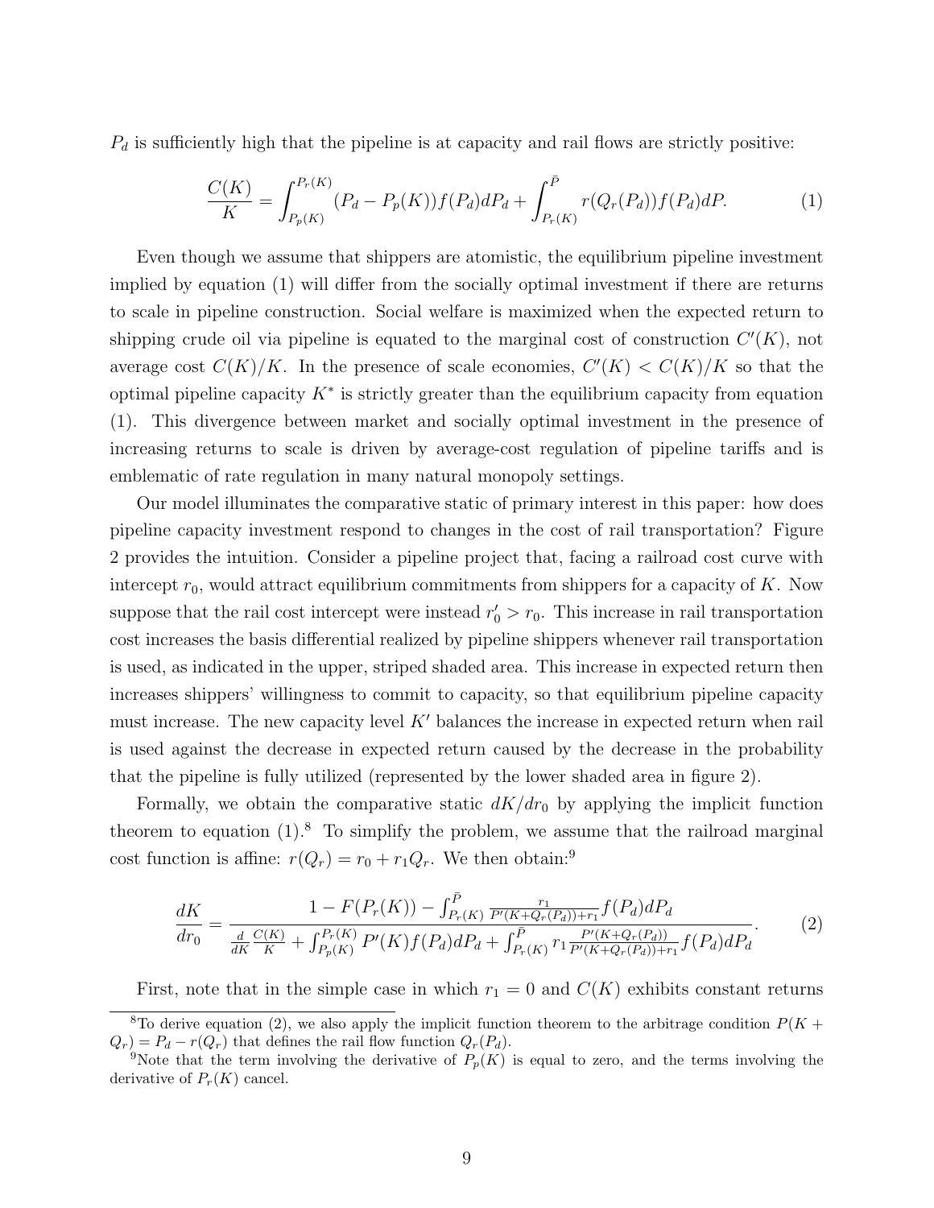$P_d$ is sufficiently high that the pipeline is at capacity and rail flows are strictly positive:

$$\frac{C(K)}{K} = \int_{P_p(K)}^{P_r(K)} (P_d - P_p(K)) f(P_d) dP_d + \int_{P_r(K)}^{\bar{P}} r(Q_r(P_d)) f(P_d) dP. \tag{1}$$

Even though we assume that shippers are atomistic, the equilibrium pipeline investment implied by equation (1) will differ from the socially optimal investment if there are returns to scale in pipeline construction. Social welfare is maximized when the expected return to shipping crude oil via pipeline is equated to the marginal cost of construction $C'(K)$, not average cost $C(K)/K$. In the presence of scale economies, $C'(K) < C(K)/K$ so that the optimal pipeline capacity $K^*$ is strictly greater than the equilibrium capacity from equation (1). This divergence between market and socially optimal investment in the presence of increasing returns to scale is driven by average-cost regulation of pipeline tariffs and is emblematic of rate regulation in many natural monopoly settings.

Our model illuminates the comparative static of primary interest in this paper: how does pipeline capacity investment respond to changes in the cost of rail transportation? Figure 2 provides the intuition. Consider a pipeline project that, facing a railroad cost curve with intercept $r_0$, would attract equilibrium commitments from shippers for a capacity of $K$. Now suppose that the rail cost intercept were instead $r_0' > r_0$. This increase in rail transportation cost increases the basis differential realized by pipeline shippers whenever rail transportation is used, as indicated in the upper, striped shaded area. This increase in expected return then increases shippers' willingness to commit to capacity, so that equilibrium pipeline capacity must increase. The new capacity level $K'$ balances the increase in expected return when rail is used against the decrease in expected return caused by the decrease in the probability that the pipeline is fully utilized (represented by the lower shaded area in figure 2).

Formally, we obtain the comparative static $dK/dr_0$ by applying the implicit function theorem to equation (1).[8] To simplify the problem, we assume that the railroad marginal cost function is affine: $r(Q_r) = r_0 + r_1 Q_r$. We then obtain:[9]

$$\frac{dK}{dr_0} = \frac{1 - F(P_r(K)) - \int_{P_r(K)}^{\bar{P}} \frac{r_1}{P'(K+Q_r(P_d))+r_1} f(P_d) dP_d}{\frac{d}{dK}\frac{C(K)}{K} + \int_{P_p(K)}^{P_r(K)} P'(K) f(P_d) dP_d + \int_{P_r(K)}^{\bar{P}} r_1 \frac{P'(K+Q_r(P_d))}{P'(K+Q_r(P_d))+r_1} f(P_d) dP_d}. \tag{2}$$

First, note that in the simple case in which $r_1 = 0$ and $C(K)$ exhibits constant returns

[8] To derive equation (2), we also apply the implicit function theorem to the arbitrage condition $P(K + Q_r) = P_d - r(Q_r)$ that defines the rail flow function $Q_r(P_d)$.

[9] Note that the term involving the derivative of $P_p(K)$ is equal to zero, and the terms involving the derivative of $P_r(K)$ cancel.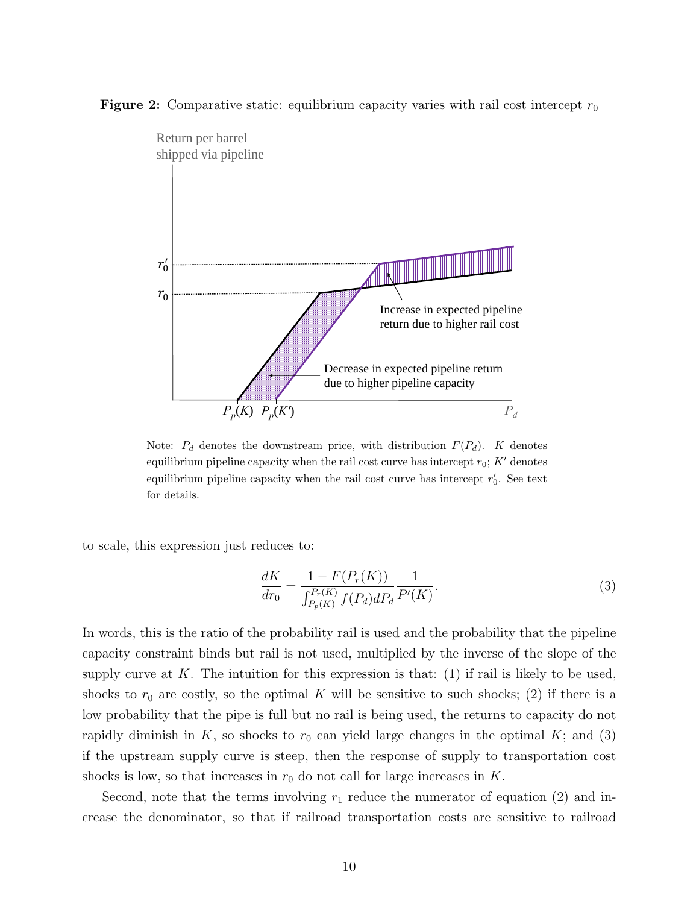**Figure 2:** Comparative static: equilibrium capacity varies with rail cost intercept $r_0$

Note: $P_d$ denotes the downstream price, with distribution $F(P_d)$. $K$ denotes equilibrium pipeline capacity when the rail cost curve has intercept $r_0$; $K'$ denotes equilibrium pipeline capacity when the rail cost curve has intercept $r_0'$. See text for details.

to scale, this expression just reduces to:

$$\frac{dK}{dr_0} = \frac{1 - F(P_r(K))}{\int_{P_p(K)}^{P_r(K)} f(P_d)dP_d} \frac{1}{P'(K)}. \tag{3}$$

In words, this is the ratio of the probability rail is used and the probability that the pipeline capacity constraint binds but rail is not used, multiplied by the inverse of the slope of the supply curve at $K$. The intuition for this expression is that: (1) if rail is likely to be used, shocks to $r_0$ are costly, so the optimal $K$ will be sensitive to such shocks; (2) if there is a low probability that the pipe is full but no rail is being used, the returns to capacity do not rapidly diminish in $K$, so shocks to $r_0$ can yield large changes in the optimal $K$; and (3) if the upstream supply curve is steep, then the response of supply to transportation cost shocks is low, so that increases in $r_0$ do not call for large increases in $K$.

Second, note that the terms involving $r_1$ reduce the numerator of equation (2) and increase the denominator, so that if railroad transportation costs are sensitive to railroad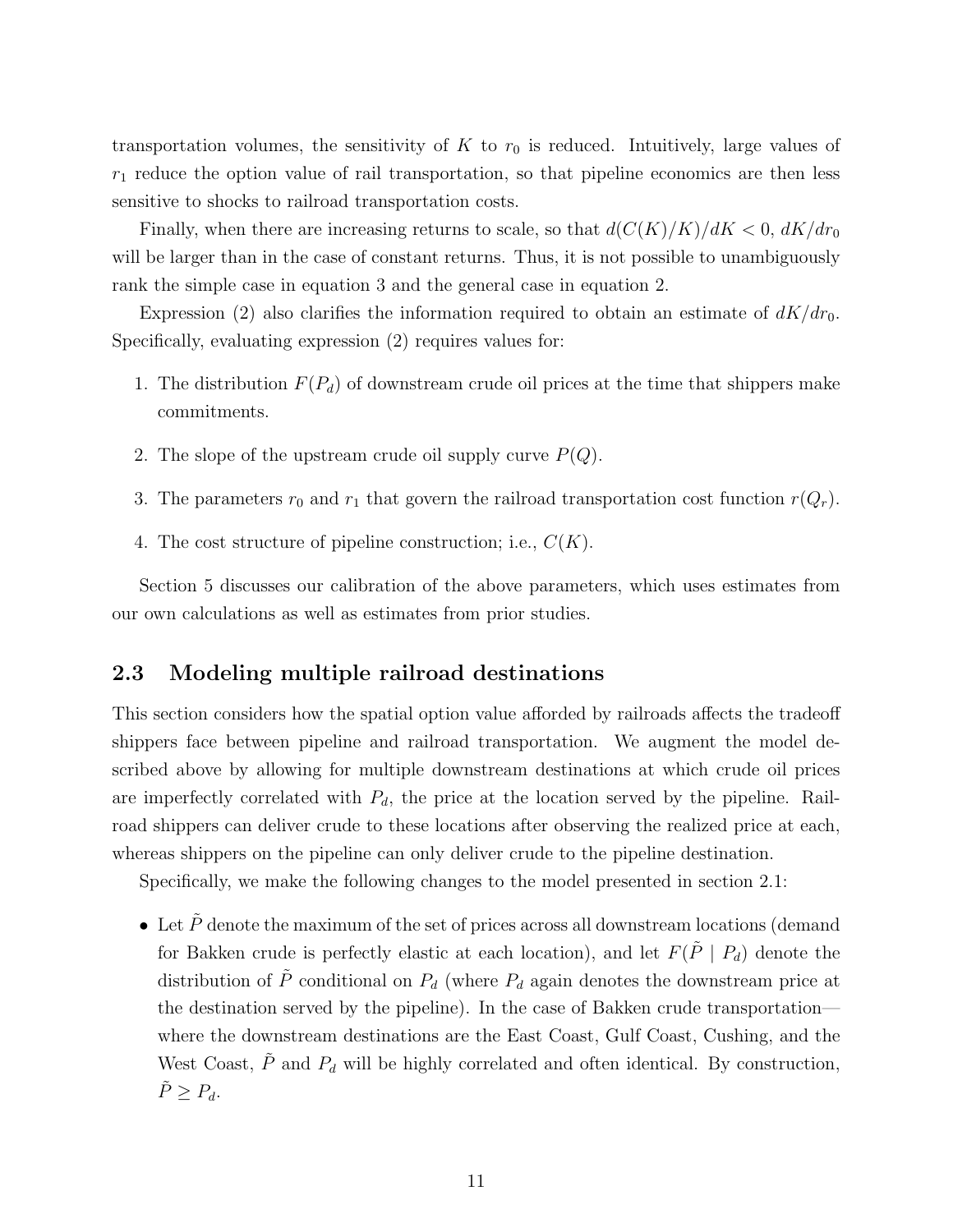transportation volumes, the sensitivity of $K$ to $r_0$ is reduced. Intuitively, large values of $r_1$ reduce the option value of rail transportation, so that pipeline economics are then less sensitive to shocks to railroad transportation costs.

Finally, when there are increasing returns to scale, so that $d(C(K)/K)/dK < 0$, $dK/dr_0$ will be larger than in the case of constant returns. Thus, it is not possible to unambiguously rank the simple case in equation 3 and the general case in equation 2.

Expression (2) also clarifies the information required to obtain an estimate of $dK/dr_0$. Specifically, evaluating expression (2) requires values for:

1. The distribution $F(P_d)$ of downstream crude oil prices at the time that shippers make commitments.
2. The slope of the upstream crude oil supply curve $P(Q)$.
3. The parameters $r_0$ and $r_1$ that govern the railroad transportation cost function $r(Q_r)$.
4. The cost structure of pipeline construction; i.e., $C(K)$.

Section 5 discusses our calibration of the above parameters, which uses estimates from our own calculations as well as estimates from prior studies.

## 2.3 Modeling multiple railroad destinations

This section considers how the spatial option value afforded by railroads affects the tradeoff shippers face between pipeline and railroad transportation. We augment the model described above by allowing for multiple downstream destinations at which crude oil prices are imperfectly correlated with $P_d$, the price at the location served by the pipeline. Railroad shippers can deliver crude to these locations after observing the realized price at each, whereas shippers on the pipeline can only deliver crude to the pipeline destination.

Specifically, we make the following changes to the model presented in section 2.1:

- Let $\tilde{P}$ denote the maximum of the set of prices across all downstream locations (demand for Bakken crude is perfectly elastic at each location), and let $F(\tilde{P} \mid P_d)$ denote the distribution of $\tilde{P}$ conditional on $P_d$ (where $P_d$ again denotes the downstream price at the destination served by the pipeline). In the case of Bakken crude transportation—where the downstream destinations are the East Coast, Gulf Coast, Cushing, and the West Coast, $\tilde{P}$ and $P_d$ will be highly correlated and often identical. By construction, $\tilde{P} \geq P_d$.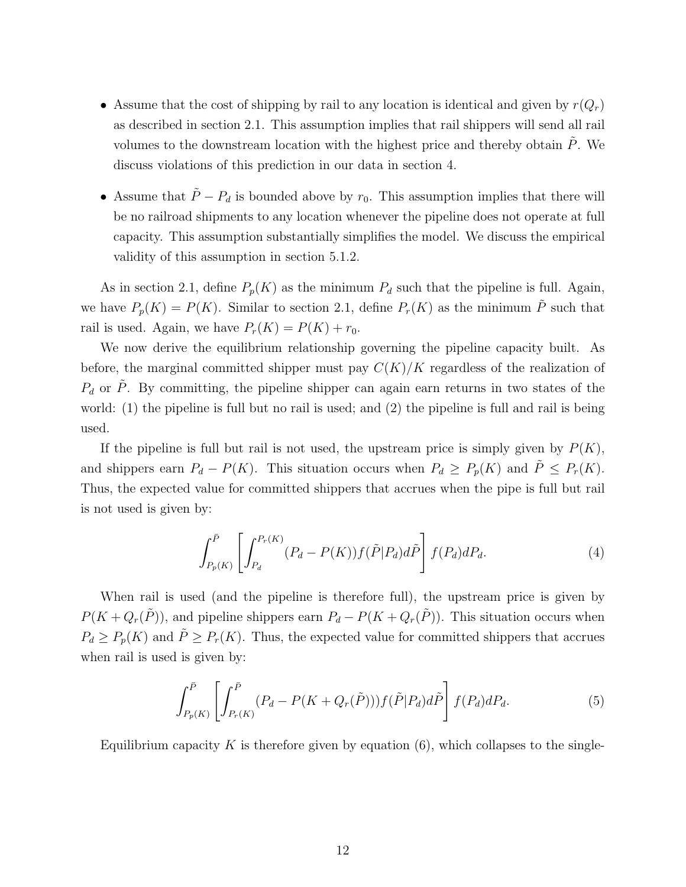- Assume that the cost of shipping by rail to any location is identical and given by $r(Q_r)$ as described in section 2.1. This assumption implies that rail shippers will send all rail volumes to the downstream location with the highest price and thereby obtain $\tilde{P}$. We discuss violations of this prediction in our data in section 4.
- Assume that $\tilde{P} - P_d$ is bounded above by $r_0$. This assumption implies that there will be no railroad shipments to any location whenever the pipeline does not operate at full capacity. This assumption substantially simplifies the model. We discuss the empirical validity of this assumption in section 5.1.2.

As in section 2.1, define $P_p(K)$ as the minimum $P_d$ such that the pipeline is full. Again, we have $P_p(K) = P(K)$. Similar to section 2.1, define $P_r(K)$ as the minimum $\tilde{P}$ such that rail is used. Again, we have $P_r(K) = P(K) + r_0$.

We now derive the equilibrium relationship governing the pipeline capacity built. As before, the marginal committed shipper must pay $C(K)/K$ regardless of the realization of $P_d$ or $\tilde{P}$. By committing, the pipeline shipper can again earn returns in two states of the world: (1) the pipeline is full but no rail is used; and (2) the pipeline is full and rail is being used.

If the pipeline is full but rail is not used, the upstream price is simply given by $P(K)$, and shippers earn $P_d - P(K)$. This situation occurs when $P_d \geq P_p(K)$ and $\tilde{P} \leq P_r(K)$. Thus, the expected value for committed shippers that accrues when the pipe is full but rail is not used is given by:

$$\int_{P_p(K)}^{\bar{P}} \left[ \int_{P_d}^{P_r(K)} (P_d - P(K)) f(\tilde{P}|P_d) d\tilde{P} \right] f(P_d) dP_d. \tag{4}$$

When rail is used (and the pipeline is therefore full), the upstream price is given by $P(K + Q_r(\tilde{P}))$, and pipeline shippers earn $P_d - P(K + Q_r(\tilde{P}))$. This situation occurs when $P_d \geq P_p(K)$ and $\tilde{P} \geq P_r(K)$. Thus, the expected value for committed shippers that accrues when rail is used is given by:

$$\int_{P_p(K)}^{\bar{P}} \left[ \int_{P_r(K)}^{\bar{P}} (P_d - P(K + Q_r(\tilde{P}))) f(\tilde{P}|P_d) d\tilde{P} \right] f(P_d) dP_d. \tag{5}$$

Equilibrium capacity $K$ is therefore given by equation (6), which collapses to the single-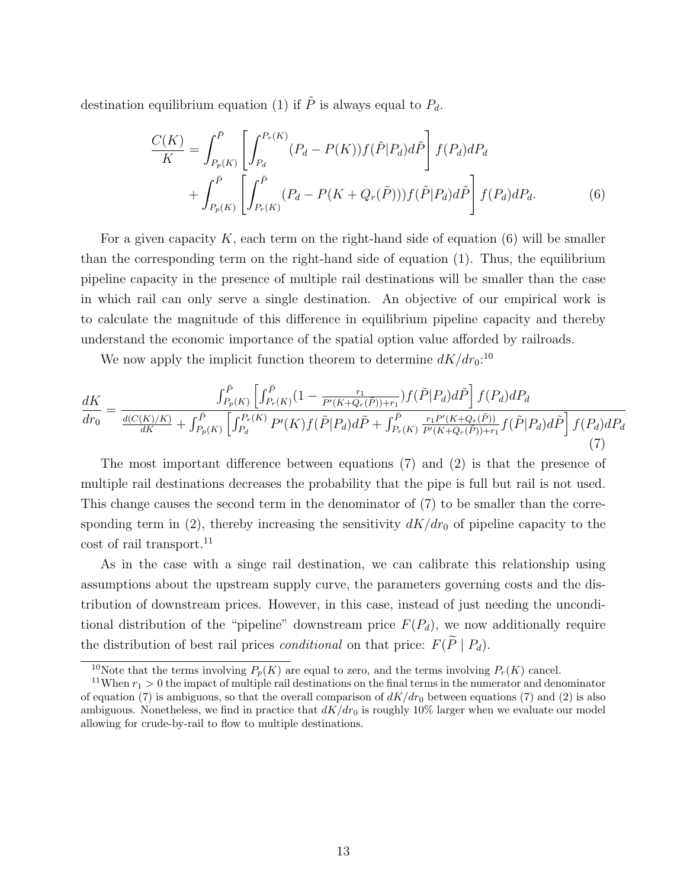destination equilibrium equation (1) if $\tilde{P}$ is always equal to $P_d$.

$$\frac{C(K)}{K} = \int_{P_p(K)}^{\bar{P}} \left[ \int_{P_d}^{P_r(K)} (P_d - P(K)) f(\tilde{P}|P_d) d\tilde{P} \right] f(P_d) dP_d + \int_{P_p(K)}^{\bar{P}} \left[ \int_{P_r(K)}^{\bar{P}} (P_d - P(K + Q_r(\tilde{P}))) f(\tilde{P}|P_d) d\tilde{P} \right] f(P_d) dP_d. \tag{6}$$

For a given capacity $K$, each term on the right-hand side of equation (6) will be smaller than the corresponding term on the right-hand side of equation (1). Thus, the equilibrium pipeline capacity in the presence of multiple rail destinations will be smaller than the case in which rail can only serve a single destination. An objective of our empirical work is to calculate the magnitude of this difference in equilibrium pipeline capacity and thereby understand the economic importance of the spatial option value afforded by railroads.

We now apply the implicit function theorem to determine $dK/dr_0$:[10]

$$\frac{dK}{dr_0} = \frac{\int_{P_p(K)}^{\bar{P}} \left[ \int_{P_r(K)}^{\bar{P}} \left(1 - \frac{r_1}{P'(K+Q_r(\tilde{P}))+r_1}\right) f(\tilde{P}|P_d) d\tilde{P} \right] f(P_d) dP_d}{\frac{d(C(K)/K)}{dK} + \int_{P_p(K)}^{\bar{P}} \left[ \int_{P_d}^{P_r(K)} P'(K) f(\tilde{P}|P_d) d\tilde{P} + \int_{P_r(K)}^{\bar{P}} \frac{r_1 P'(K+Q_r(\tilde{P}))}{P'(K+Q_r(\tilde{P}))+r_1} f(\tilde{P}|P_d) d\tilde{P} \right] f(P_d) dP_d} \tag{7}$$

The most important difference between equations (7) and (2) is that the presence of multiple rail destinations decreases the probability that the pipe is full but rail is not used. This change causes the second term in the denominator of (7) to be smaller than the corresponding term in (2), thereby increasing the sensitivity $dK/dr_0$ of pipeline capacity to the cost of rail transport.[11]

As in the case with a singe rail destination, we can calibrate this relationship using assumptions about the upstream supply curve, the parameters governing costs and the distribution of downstream prices. However, in this case, instead of just needing the unconditional distribution of the "pipeline" downstream price $F(P_d)$, we now additionally require the distribution of best rail prices *conditional* on that price: $F(\widetilde{P} \mid P_d)$.

[10] Note that the terms involving $P_p(K)$ are equal to zero, and the terms involving $P_r(K)$ cancel.

[11] When $r_1 > 0$ the impact of multiple rail destinations on the final terms in the numerator and denominator of equation (7) is ambiguous, so that the overall comparison of $dK/dr_0$ between equations (7) and (2) is also ambiguous. Nonetheless, we find in practice that $dK/dr_0$ is roughly 10% larger when we evaluate our model allowing for crude-by-rail to flow to multiple destinations.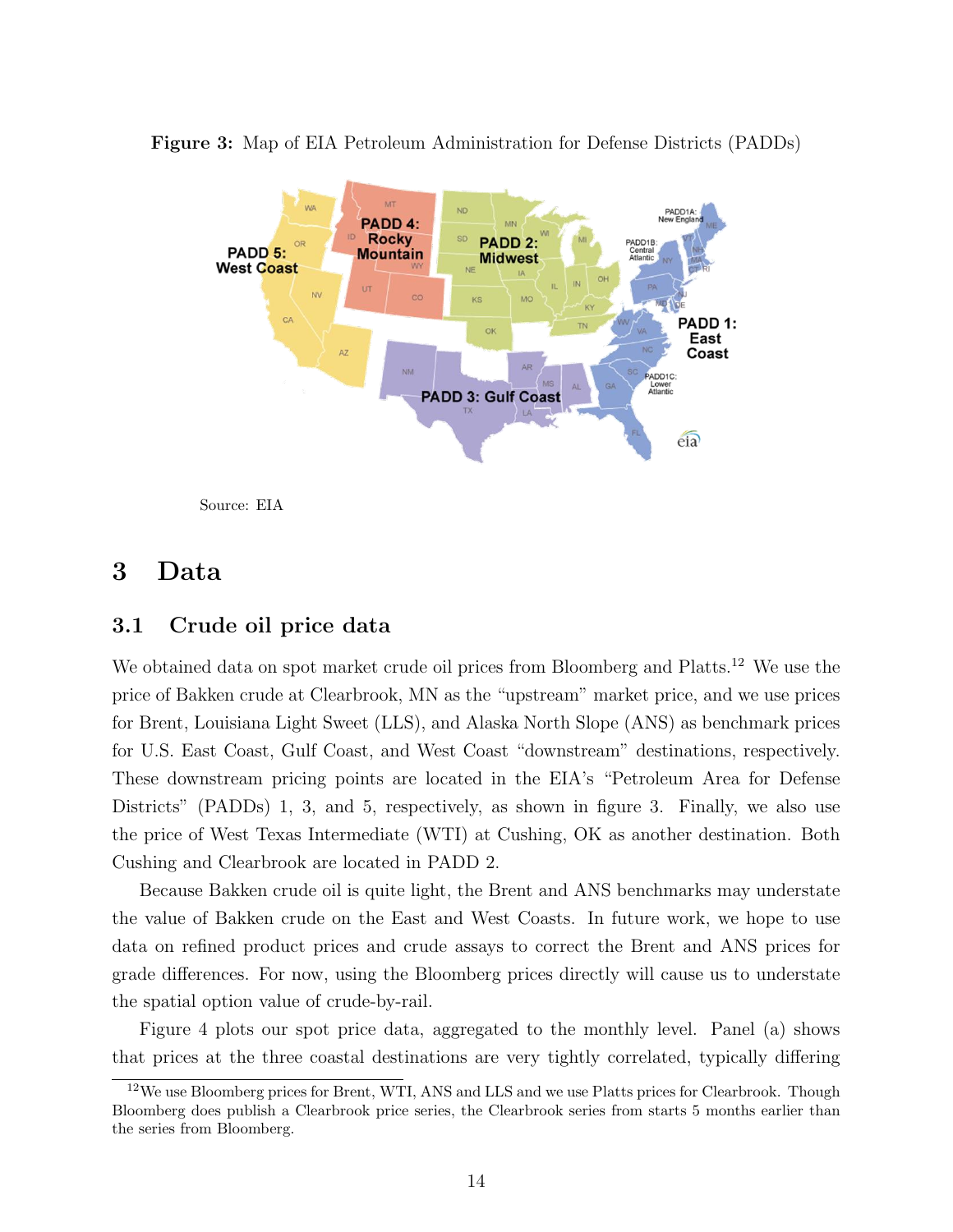**Figure 3:** Map of EIA Petroleum Administration for Defense Districts (PADDs)

Source: EIA

# 3 Data

## 3.1 Crude oil price data

We obtained data on spot market crude oil prices from Bloomberg and Platts.[12] We use the price of Bakken crude at Clearbrook, MN as the "upstream" market price, and we use prices for Brent, Louisiana Light Sweet (LLS), and Alaska North Slope (ANS) as benchmark prices for U.S. East Coast, Gulf Coast, and West Coast "downstream" destinations, respectively. These downstream pricing points are located in the EIA's "Petroleum Area for Defense Districts" (PADDs) 1, 3, and 5, respectively, as shown in figure 3. Finally, we also use the price of West Texas Intermediate (WTI) at Cushing, OK as another destination. Both Cushing and Clearbrook are located in PADD 2.

Because Bakken crude oil is quite light, the Brent and ANS benchmarks may understate the value of Bakken crude on the East and West Coasts. In future work, we hope to use data on refined product prices and crude assays to correct the Brent and ANS prices for grade differences. For now, using the Bloomberg prices directly will cause us to understate the spatial option value of crude-by-rail.

Figure 4 plots our spot price data, aggregated to the monthly level. Panel (a) shows that prices at the three coastal destinations are very tightly correlated, typically differing

[12] We use Bloomberg prices for Brent, WTI, ANS and LLS and we use Platts prices for Clearbrook. Though Bloomberg does publish a Clearbrook price series, the Clearbrook series from starts 5 months earlier than the series from Bloomberg.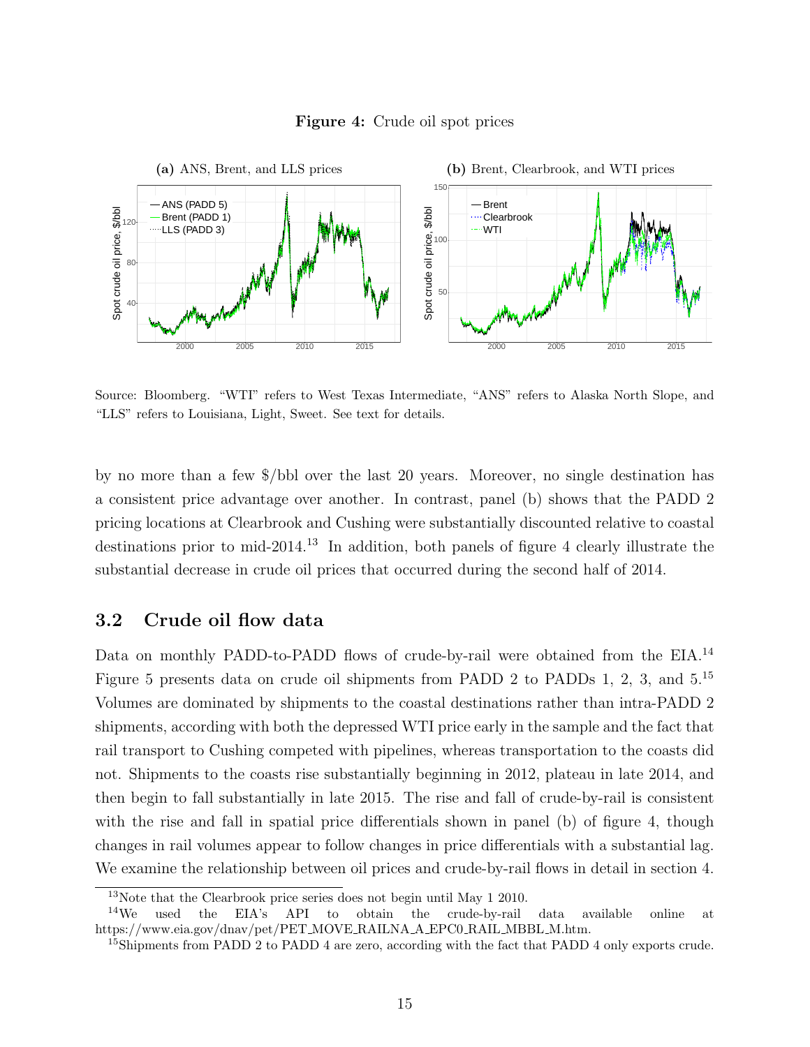**Figure 4:** Crude oil spot prices

**(a)** ANS, Brent, and LLS prices

**(b)** Brent, Clearbrook, and WTI prices

Source: Bloomberg. "WTI" refers to West Texas Intermediate, "ANS" refers to Alaska North Slope, and "LLS" refers to Louisiana, Light, Sweet. See text for details.

by no more than a few $/bbl over the last 20 years. Moreover, no single destination has a consistent price advantage over another. In contrast, panel (b) shows that the PADD 2 pricing locations at Clearbrook and Cushing were substantially discounted relative to coastal destinations prior to mid-2014.[13] In addition, both panels of figure 4 clearly illustrate the substantial decrease in crude oil prices that occurred during the second half of 2014.

## 3.2 Crude oil flow data

Data on monthly PADD-to-PADD flows of crude-by-rail were obtained from the EIA.[14] Figure 5 presents data on crude oil shipments from PADD 2 to PADDs 1, 2, 3, and 5.[15] Volumes are dominated by shipments to the coastal destinations rather than intra-PADD 2 shipments, according with both the depressed WTI price early in the sample and the fact that rail transport to Cushing competed with pipelines, whereas transportation to the coasts did not. Shipments to the coasts rise substantially beginning in 2012, plateau in late 2014, and then begin to fall substantially in late 2015. The rise and fall of crude-by-rail is consistent with the rise and fall in spatial price differentials shown in panel (b) of figure 4, though changes in rail volumes appear to follow changes in price differentials with a substantial lag. We examine the relationship between oil prices and crude-by-rail flows in detail in section 4.

[13] Note that the Clearbrook price series does not begin until May 1 2010.

[14] We used the EIA's API to obtain the crude-by-rail data available online at https://www.eia.gov/dnav/pet/PET_MOVE_RAILNA_A_EPC0_RAIL_MBBL_M.htm.

[15] Shipments from PADD 2 to PADD 4 are zero, according with the fact that PADD 4 only exports crude.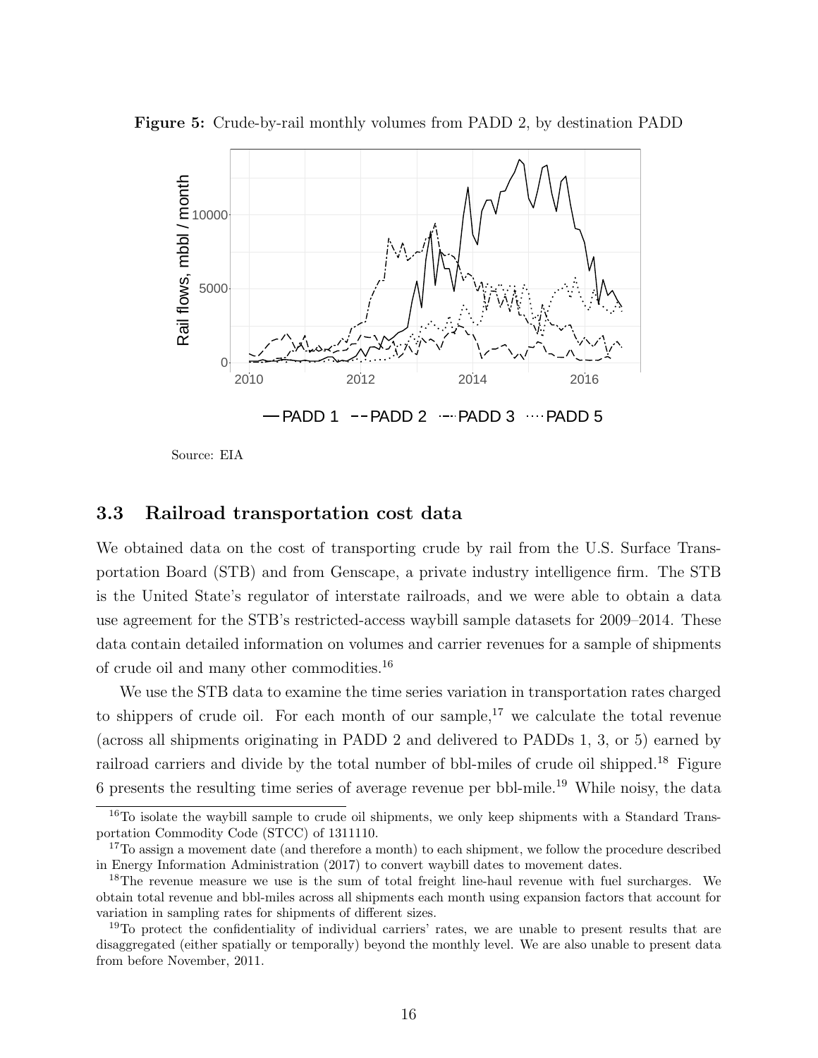**Figure 5:** Crude-by-rail monthly volumes from PADD 2, by destination PADD

Source: EIA

### 3.3 Railroad transportation cost data

We obtained data on the cost of transporting crude by rail from the U.S. Surface Transportation Board (STB) and from Genscape, a private industry intelligence firm. The STB is the United State's regulator of interstate railroads, and we were able to obtain a data use agreement for the STB's restricted-access waybill sample datasets for 2009–2014. These data contain detailed information on volumes and carrier revenues for a sample of shipments of crude oil and many other commodities.[16]

We use the STB data to examine the time series variation in transportation rates charged to shippers of crude oil. For each month of our sample,[17] we calculate the total revenue (across all shipments originating in PADD 2 and delivered to PADDs 1, 3, or 5) earned by railroad carriers and divide by the total number of bbl-miles of crude oil shipped.[18] Figure 6 presents the resulting time series of average revenue per bbl-mile.[19] While noisy, the data

[16] To isolate the waybill sample to crude oil shipments, we only keep shipments with a Standard Transportation Commodity Code (STCC) of 1311110.

[17] To assign a movement date (and therefore a month) to each shipment, we follow the procedure described in Energy Information Administration (2017) to convert waybill dates to movement dates.

[18] The revenue measure we use is the sum of total freight line-haul revenue with fuel surcharges. We obtain total revenue and bbl-miles across all shipments each month using expansion factors that account for variation in sampling rates for shipments of different sizes.

[19] To protect the confidentiality of individual carriers' rates, we are unable to present results that are disaggregated (either spatially or temporally) beyond the monthly level. We are also unable to present data from before November, 2011.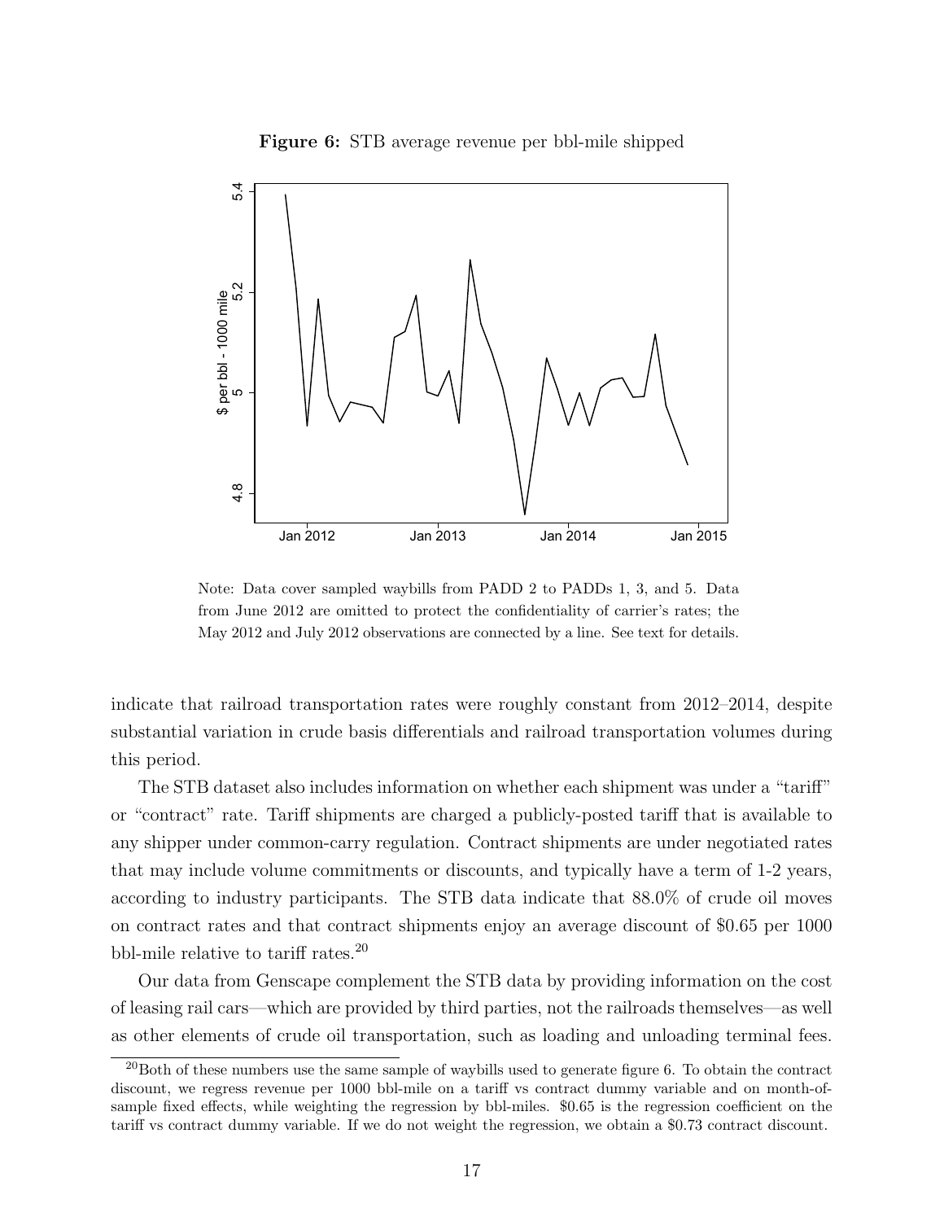**Figure 6:** STB average revenue per bbl-mile shipped

Note: Data cover sampled waybills from PADD 2 to PADDs 1, 3, and 5. Data from June 2012 are omitted to protect the confidentiality of carrier's rates; the May 2012 and July 2012 observations are connected by a line. See text for details.

indicate that railroad transportation rates were roughly constant from 2012–2014, despite substantial variation in crude basis differentials and railroad transportation volumes during this period.

The STB dataset also includes information on whether each shipment was under a "tariff" or "contract" rate. Tariff shipments are charged a publicly-posted tariff that is available to any shipper under common-carry regulation. Contract shipments are under negotiated rates that may include volume commitments or discounts, and typically have a term of 1-2 years, according to industry participants. The STB data indicate that 88.0% of crude oil moves on contract rates and that contract shipments enjoy an average discount of \$0.65 per 1000 bbl-mile relative to tariff rates.[20]

Our data from Genscape complement the STB data by providing information on the cost of leasing rail cars—which are provided by third parties, not the railroads themselves—as well as other elements of crude oil transportation, such as loading and unloading terminal fees.

[20] Both of these numbers use the same sample of waybills used to generate figure 6. To obtain the contract discount, we regress revenue per 1000 bbl-mile on a tariff vs contract dummy variable and on month-of-sample fixed effects, while weighting the regression by bbl-miles. \$0.65 is the regression coefficient on the tariff vs contract dummy variable. If we do not weight the regression, we obtain a \$0.73 contract discount.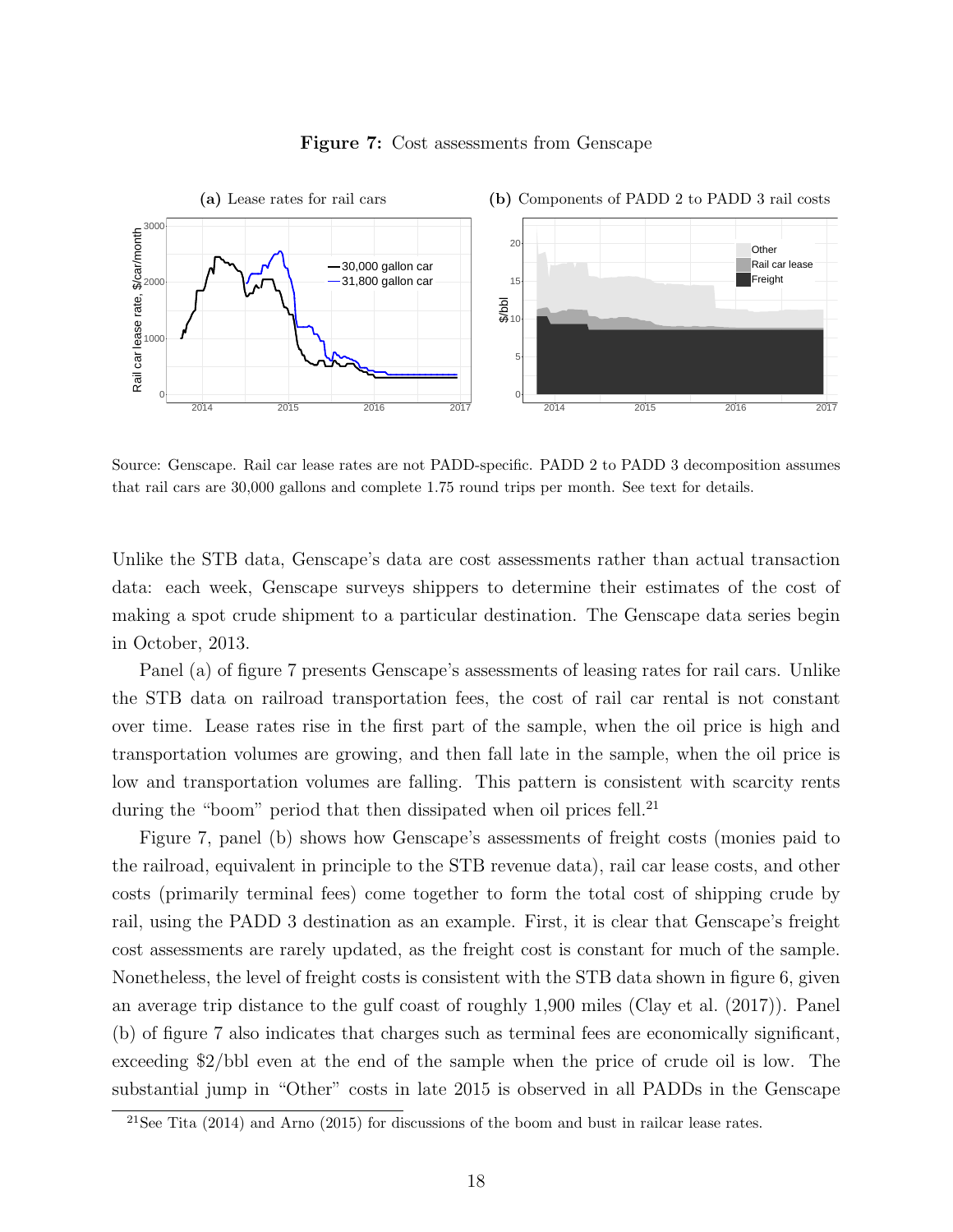**Figure 7:** Cost assessments from Genscape

**(a)** Lease rates for rail cars

**(b)** Components of PADD 2 to PADD 3 rail costs

Source: Genscape. Rail car lease rates are not PADD-specific. PADD 2 to PADD 3 decomposition assumes that rail cars are 30,000 gallons and complete 1.75 round trips per month. See text for details.

Unlike the STB data, Genscape's data are cost assessments rather than actual transaction data: each week, Genscape surveys shippers to determine their estimates of the cost of making a spot crude shipment to a particular destination. The Genscape data series begin in October, 2013.

Panel (a) of figure 7 presents Genscape's assessments of leasing rates for rail cars. Unlike the STB data on railroad transportation fees, the cost of rail car rental is not constant over time. Lease rates rise in the first part of the sample, when the oil price is high and transportation volumes are growing, and then fall late in the sample, when the oil price is low and transportation volumes are falling. This pattern is consistent with scarcity rents during the "boom" period that then dissipated when oil prices fell.[21]

Figure 7, panel (b) shows how Genscape's assessments of freight costs (monies paid to the railroad, equivalent in principle to the STB revenue data), rail car lease costs, and other costs (primarily terminal fees) come together to form the total cost of shipping crude by rail, using the PADD 3 destination as an example. First, it is clear that Genscape's freight cost assessments are rarely updated, as the freight cost is constant for much of the sample. Nonetheless, the level of freight costs is consistent with the STB data shown in figure 6, given an average trip distance to the gulf coast of roughly 1,900 miles (Clay et al. (2017)). Panel (b) of figure 7 also indicates that charges such as terminal fees are economically significant, exceeding \$2/bbl even at the end of the sample when the price of crude oil is low. The substantial jump in "Other" costs in late 2015 is observed in all PADDs in the Genscape

[21] See Tita (2014) and Arno (2015) for discussions of the boom and bust in railcar lease rates.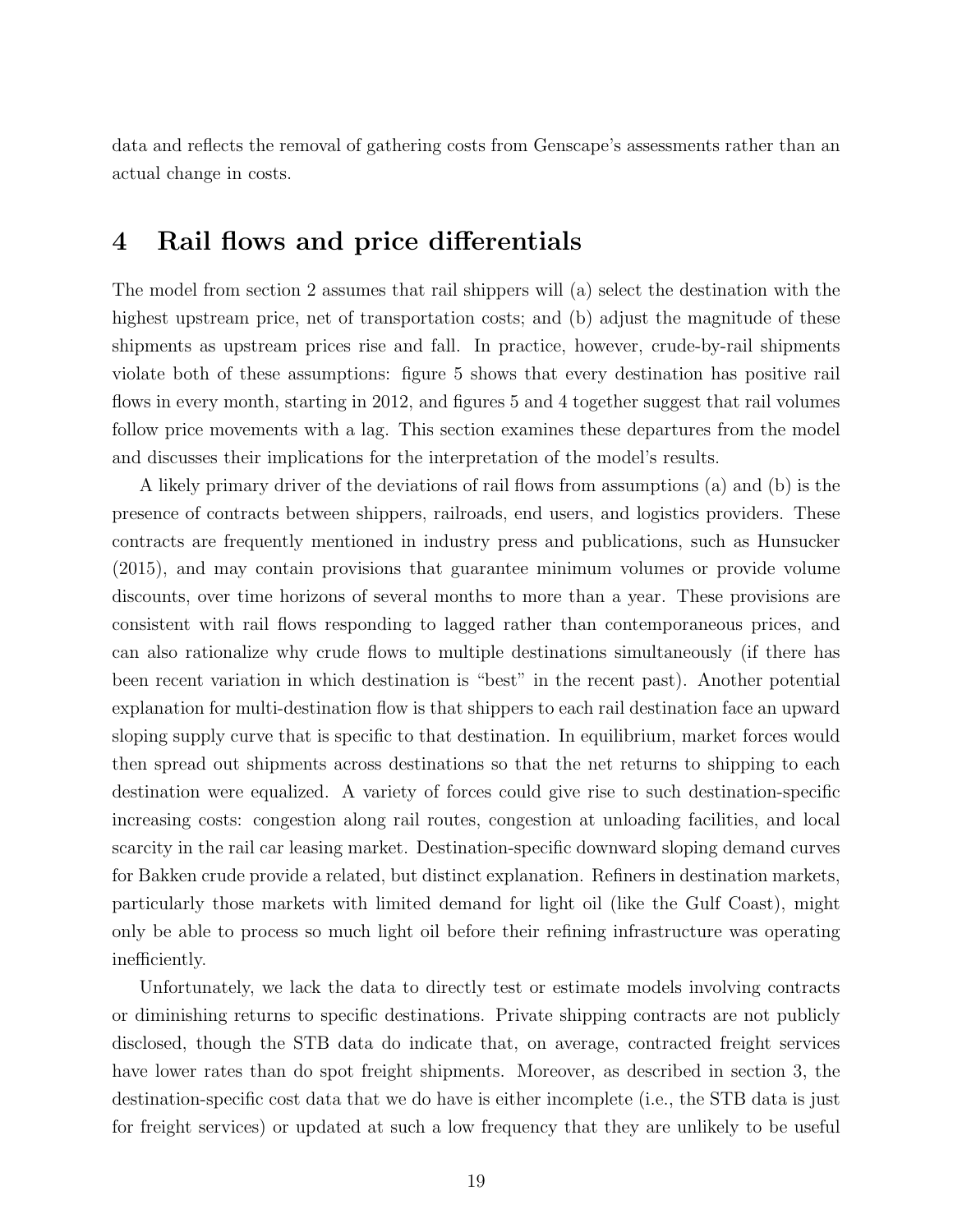data and reflects the removal of gathering costs from Genscape's assessments rather than an actual change in costs.

# 4 Rail flows and price differentials

The model from section 2 assumes that rail shippers will (a) select the destination with the highest upstream price, net of transportation costs; and (b) adjust the magnitude of these shipments as upstream prices rise and fall. In practice, however, crude-by-rail shipments violate both of these assumptions: figure 5 shows that every destination has positive rail flows in every month, starting in 2012, and figures 5 and 4 together suggest that rail volumes follow price movements with a lag. This section examines these departures from the model and discusses their implications for the interpretation of the model's results.

A likely primary driver of the deviations of rail flows from assumptions (a) and (b) is the presence of contracts between shippers, railroads, end users, and logistics providers. These contracts are frequently mentioned in industry press and publications, such as Hunsucker (2015), and may contain provisions that guarantee minimum volumes or provide volume discounts, over time horizons of several months to more than a year. These provisions are consistent with rail flows responding to lagged rather than contemporaneous prices, and can also rationalize why crude flows to multiple destinations simultaneously (if there has been recent variation in which destination is "best" in the recent past). Another potential explanation for multi-destination flow is that shippers to each rail destination face an upward sloping supply curve that is specific to that destination. In equilibrium, market forces would then spread out shipments across destinations so that the net returns to shipping to each destination were equalized. A variety of forces could give rise to such destination-specific increasing costs: congestion along rail routes, congestion at unloading facilities, and local scarcity in the rail car leasing market. Destination-specific downward sloping demand curves for Bakken crude provide a related, but distinct explanation. Refiners in destination markets, particularly those markets with limited demand for light oil (like the Gulf Coast), might only be able to process so much light oil before their refining infrastructure was operating inefficiently.

Unfortunately, we lack the data to directly test or estimate models involving contracts or diminishing returns to specific destinations. Private shipping contracts are not publicly disclosed, though the STB data do indicate that, on average, contracted freight services have lower rates than do spot freight shipments. Moreover, as described in section 3, the destination-specific cost data that we do have is either incomplete (i.e., the STB data is just for freight services) or updated at such a low frequency that they are unlikely to be useful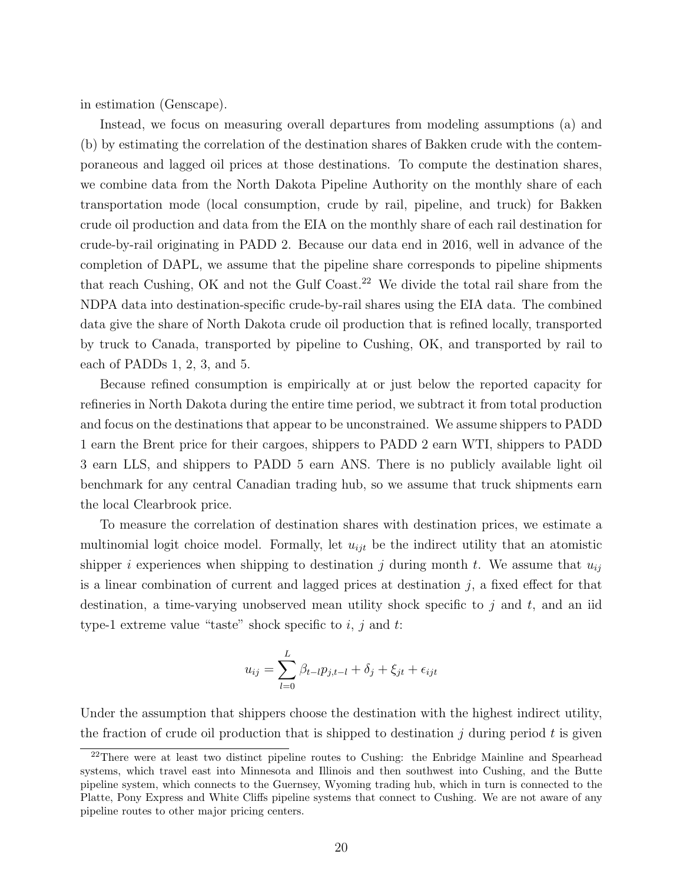in estimation (Genscape).

Instead, we focus on measuring overall departures from modeling assumptions (a) and (b) by estimating the correlation of the destination shares of Bakken crude with the contemporaneous and lagged oil prices at those destinations. To compute the destination shares, we combine data from the North Dakota Pipeline Authority on the monthly share of each transportation mode (local consumption, crude by rail, pipeline, and truck) for Bakken crude oil production and data from the EIA on the monthly share of each rail destination for crude-by-rail originating in PADD 2. Because our data end in 2016, well in advance of the completion of DAPL, we assume that the pipeline share corresponds to pipeline shipments that reach Cushing, OK and not the Gulf Coast.[22] We divide the total rail share from the NDPA data into destination-specific crude-by-rail shares using the EIA data. The combined data give the share of North Dakota crude oil production that is refined locally, transported by truck to Canada, transported by pipeline to Cushing, OK, and transported by rail to each of PADDs 1, 2, 3, and 5.

Because refined consumption is empirically at or just below the reported capacity for refineries in North Dakota during the entire time period, we subtract it from total production and focus on the destinations that appear to be unconstrained. We assume shippers to PADD 1 earn the Brent price for their cargoes, shippers to PADD 2 earn WTI, shippers to PADD 3 earn LLS, and shippers to PADD 5 earn ANS. There is no publicly available light oil benchmark for any central Canadian trading hub, so we assume that truck shipments earn the local Clearbrook price.

To measure the correlation of destination shares with destination prices, we estimate a multinomial logit choice model. Formally, let $u_{ijt}$ be the indirect utility that an atomistic shipper $i$ experiences when shipping to destination $j$ during month $t$. We assume that $u_{ij}$ is a linear combination of current and lagged prices at destination $j$, a fixed effect for that destination, a time-varying unobserved mean utility shock specific to $j$ and $t$, and an iid type-1 extreme value "taste" shock specific to $i$, $j$ and $t$:

$$u_{ij} = \sum_{l=0}^{L} \beta_{t-l} p_{j,t-l} + \delta_j + \xi_{jt} + \epsilon_{ijt}$$

Under the assumption that shippers choose the destination with the highest indirect utility, the fraction of crude oil production that is shipped to destination $j$ during period $t$ is given

[22] There were at least two distinct pipeline routes to Cushing: the Enbridge Mainline and Spearhead systems, which travel east into Minnesota and Illinois and then southwest into Cushing, and the Butte pipeline system, which connects to the Guernsey, Wyoming trading hub, which in turn is connected to the Platte, Pony Express and White Cliffs pipeline systems that connect to Cushing. We are not aware of any pipeline routes to other major pricing centers.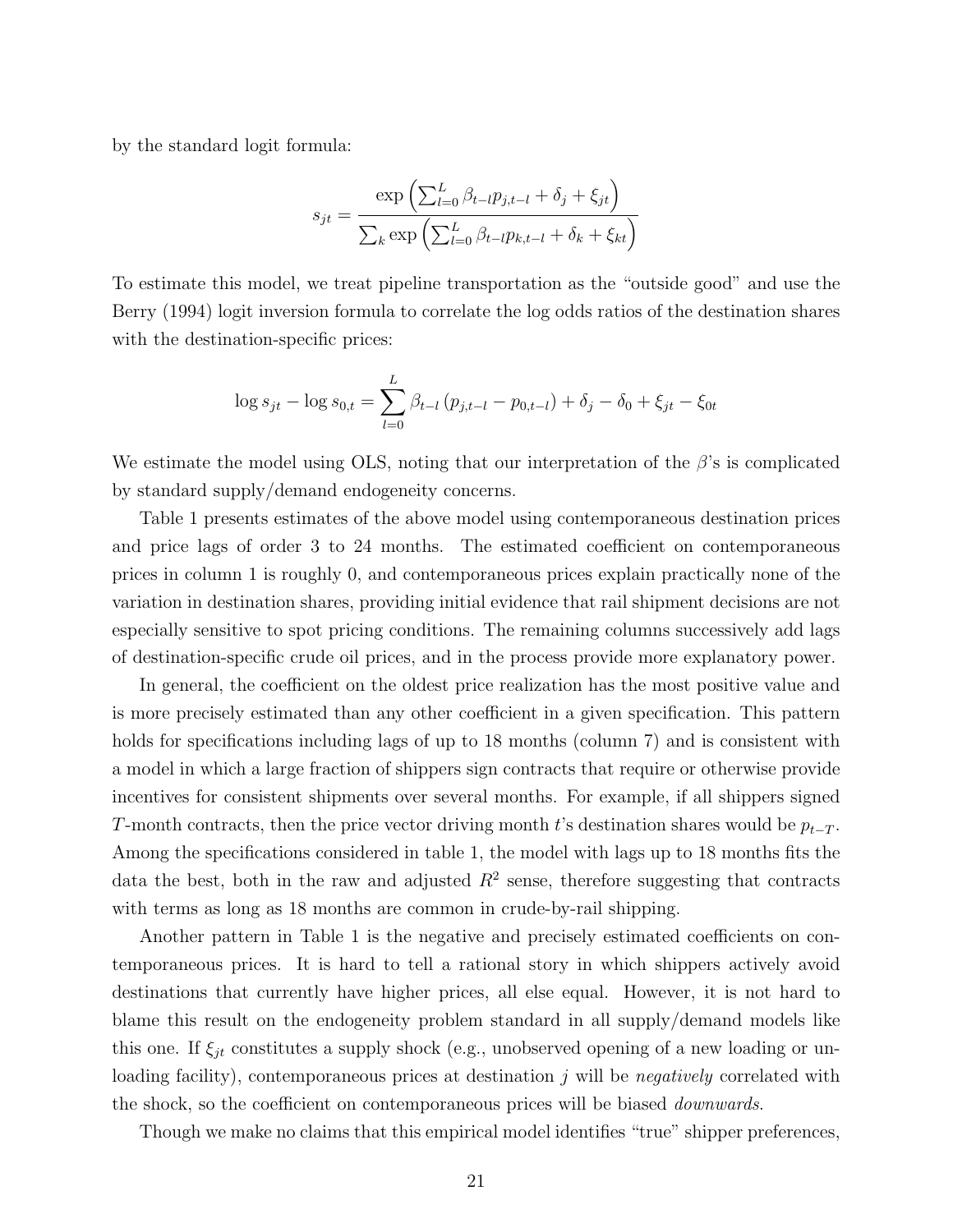by the standard logit formula:

$$s_{jt} = \frac{\exp\left(\sum_{l=0}^{L} \beta_{t-l} p_{j,t-l} + \delta_j + \xi_{jt}\right)}{\sum_k \exp\left(\sum_{l=0}^{L} \beta_{t-l} p_{k,t-l} + \delta_k + \xi_{kt}\right)}$$

To estimate this model, we treat pipeline transportation as the "outside good" and use the Berry (1994) logit inversion formula to correlate the log odds ratios of the destination shares with the destination-specific prices:

$$\log s_{jt} - \log s_{0,t} = \sum_{l=0}^{L} \beta_{t-l} \left(p_{j,t-l} - p_{0,t-l}\right) + \delta_j - \delta_0 + \xi_{jt} - \xi_{0t}$$

We estimate the model using OLS, noting that our interpretation of the $\beta$'s is complicated by standard supply/demand endogeneity concerns.

Table 1 presents estimates of the above model using contemporaneous destination prices and price lags of order 3 to 24 months. The estimated coefficient on contemporaneous prices in column 1 is roughly 0, and contemporaneous prices explain practically none of the variation in destination shares, providing initial evidence that rail shipment decisions are not especially sensitive to spot pricing conditions. The remaining columns successively add lags of destination-specific crude oil prices, and in the process provide more explanatory power.

In general, the coefficient on the oldest price realization has the most positive value and is more precisely estimated than any other coefficient in a given specification. This pattern holds for specifications including lags of up to 18 months (column 7) and is consistent with a model in which a large fraction of shippers sign contracts that require or otherwise provide incentives for consistent shipments over several months. For example, if all shippers signed $T$-month contracts, then the price vector driving month $t$'s destination shares would be $p_{t-T}$. Among the specifications considered in table 1, the model with lags up to 18 months fits the data the best, both in the raw and adjusted $R^2$ sense, therefore suggesting that contracts with terms as long as 18 months are common in crude-by-rail shipping.

Another pattern in Table 1 is the negative and precisely estimated coefficients on contemporaneous prices. It is hard to tell a rational story in which shippers actively avoid destinations that currently have higher prices, all else equal. However, it is not hard to blame this result on the endogeneity problem standard in all supply/demand models like this one. If $\xi_{jt}$ constitutes a supply shock (e.g., unobserved opening of a new loading or unloading facility), contemporaneous prices at destination $j$ will be *negatively* correlated with the shock, so the coefficient on contemporaneous prices will be biased *downwards*.

Though we make no claims that this empirical model identifies "true" shipper preferences,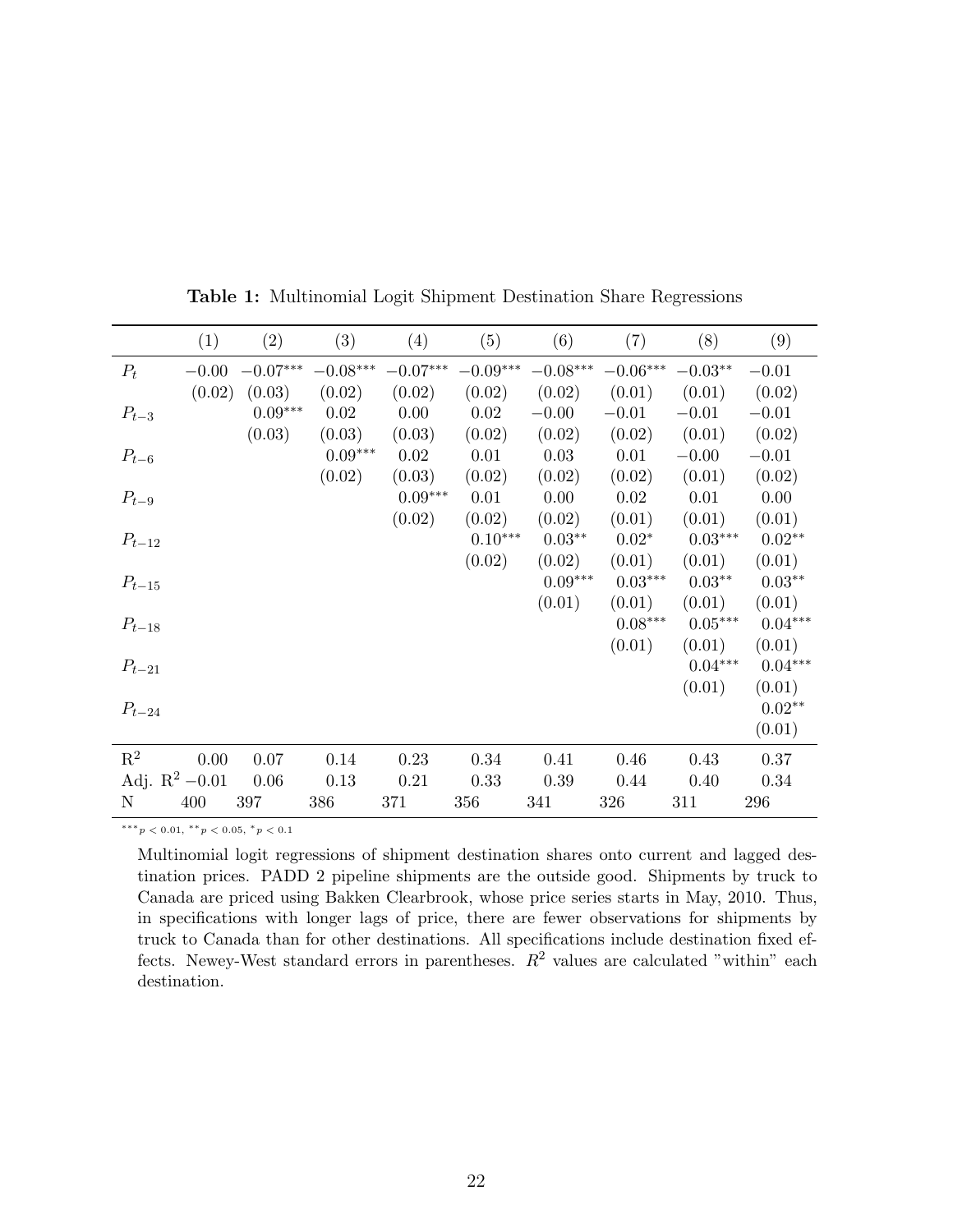**Table 1:** Multinomial Logit Shipment Destination Share Regressions

| | (1) | (2) | (3) | (4) | (5) | (6) | (7) | (8) | (9) |
|---|---|---|---|---|---|---|---|---|---|
| $P_t$ | $-0.00$ | $-0.07^{***}$ | $-0.08^{***}$ | $-0.07^{***}$ | $-0.09^{***}$ | $-0.08^{***}$ | $-0.06^{***}$ | $-0.03^{**}$ | $-0.01$ |
| | (0.02) | (0.03) | (0.02) | (0.02) | (0.02) | (0.02) | (0.01) | (0.01) | (0.02) |
| $P_{t-3}$ | | $0.09^{***}$ | 0.02 | 0.00 | 0.02 | $-0.00$ | $-0.01$ | $-0.01$ | $-0.01$ |
| | | (0.03) | (0.03) | (0.03) | (0.02) | (0.02) | (0.02) | (0.01) | (0.02) |
| $P_{t-6}$ | | | $0.09^{***}$ | 0.02 | 0.01 | 0.03 | 0.01 | $-0.00$ | $-0.01$ |
| | | | (0.02) | (0.03) | (0.02) | (0.02) | (0.02) | (0.01) | (0.02) |
| $P_{t-9}$ | | | | $0.09^{***}$ | 0.01 | 0.00 | 0.02 | 0.01 | 0.00 |
| | | | | (0.02) | (0.02) | (0.02) | (0.01) | (0.01) | (0.01) |
| $P_{t-12}$ | | | | | $0.10^{***}$ | $0.03^{**}$ | $0.02^{*}$ | $0.03^{***}$ | $0.02^{**}$ |
| | | | | | (0.02) | (0.02) | (0.01) | (0.01) | (0.01) |
| $P_{t-15}$ | | | | | | $0.09^{***}$ | $0.03^{***}$ | $0.03^{**}$ | $0.03^{**}$ |
| | | | | | | (0.01) | (0.01) | (0.01) | (0.01) |
| $P_{t-18}$ | | | | | | | $0.08^{***}$ | $0.05^{***}$ | $0.04^{***}$ |
| | | | | | | | (0.01) | (0.01) | (0.01) |
| $P_{t-21}$ | | | | | | | | $0.04^{***}$ | $0.04^{***}$ |
| | | | | | | | | (0.01) | (0.01) |
| $P_{t-24}$ | | | | | | | | | $0.02^{**}$ |
| | | | | | | | | | (0.01) |
| $R^2$ | 0.00 | 0.07 | 0.14 | 0.23 | 0.34 | 0.41 | 0.46 | 0.43 | 0.37 |
| Adj. $R^2$ | $-0.01$ | 0.06 | 0.13 | 0.21 | 0.33 | 0.39 | 0.44 | 0.40 | 0.34 |
| N | 400 | 397 | 386 | 371 | 356 | 341 | 326 | 311 | 296 |

$^{***}p < 0.01$, $^{**}p < 0.05$, $^{*}p < 0.1$

Multinomial logit regressions of shipment destination shares onto current and lagged destination prices. PADD 2 pipeline shipments are the outside good. Shipments by truck to Canada are priced using Bakken Clearbrook, whose price series starts in May, 2010. Thus, in specifications with longer lags of price, there are fewer observations for shipments by truck to Canada than for other destinations. All specifications include destination fixed effects. Newey-West standard errors in parentheses. $R^2$ values are calculated "within" each destination.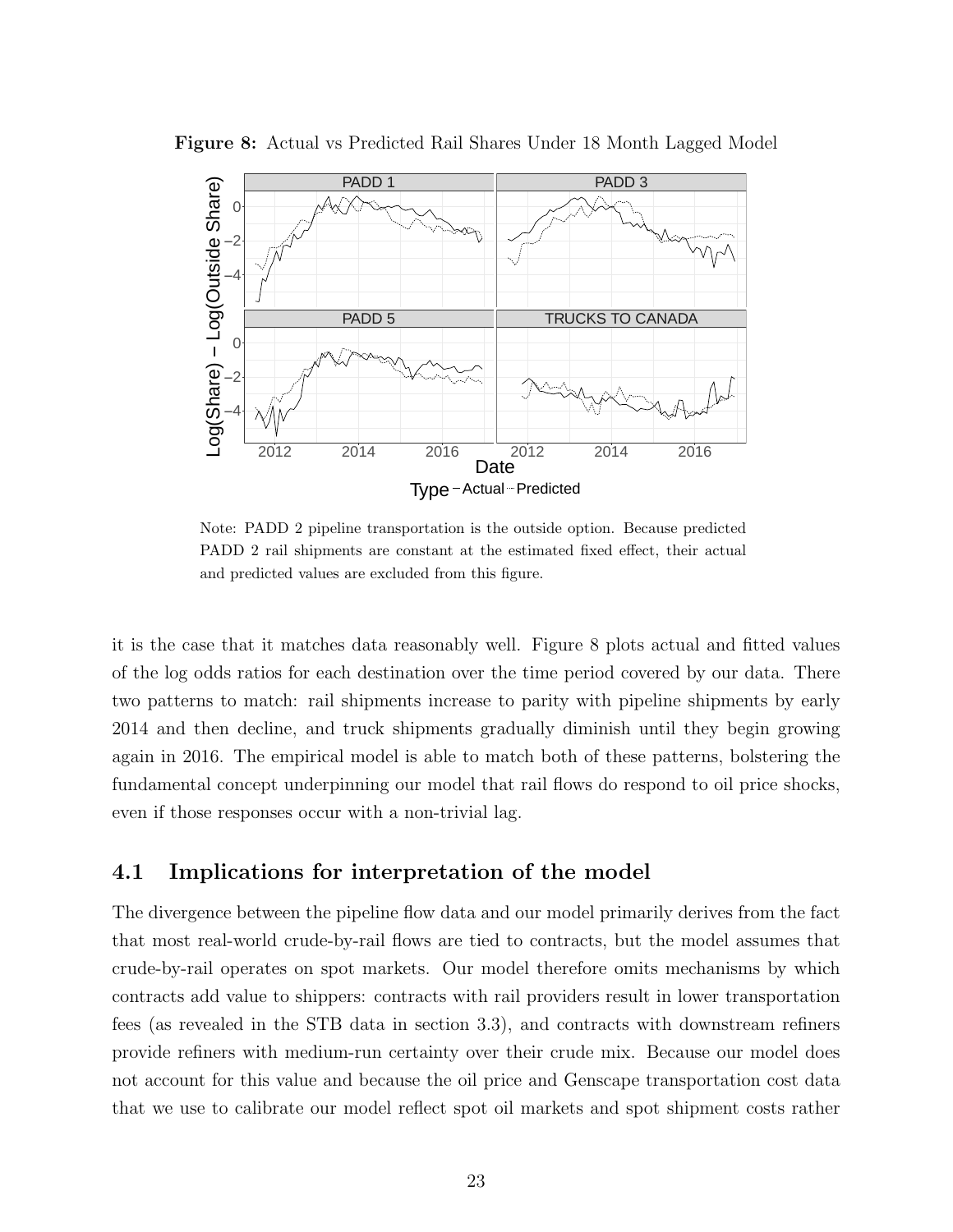**Figure 8:** Actual vs Predicted Rail Shares Under 18 Month Lagged Model

Note: PADD 2 pipeline transportation is the outside option. Because predicted PADD 2 rail shipments are constant at the estimated fixed effect, their actual and predicted values are excluded from this figure.

it is the case that it matches data reasonably well. Figure 8 plots actual and fitted values of the log odds ratios for each destination over the time period covered by our data. There two patterns to match: rail shipments increase to parity with pipeline shipments by early 2014 and then decline, and truck shipments gradually diminish until they begin growing again in 2016. The empirical model is able to match both of these patterns, bolstering the fundamental concept underpinning our model that rail flows do respond to oil price shocks, even if those responses occur with a non-trivial lag.

## 4.1 Implications for interpretation of the model

The divergence between the pipeline flow data and our model primarily derives from the fact that most real-world crude-by-rail flows are tied to contracts, but the model assumes that crude-by-rail operates on spot markets. Our model therefore omits mechanisms by which contracts add value to shippers: contracts with rail providers result in lower transportation fees (as revealed in the STB data in section 3.3), and contracts with downstream refiners provide refiners with medium-run certainty over their crude mix. Because our model does not account for this value and because the oil price and Genscape transportation cost data that we use to calibrate our model reflect spot oil markets and spot shipment costs rather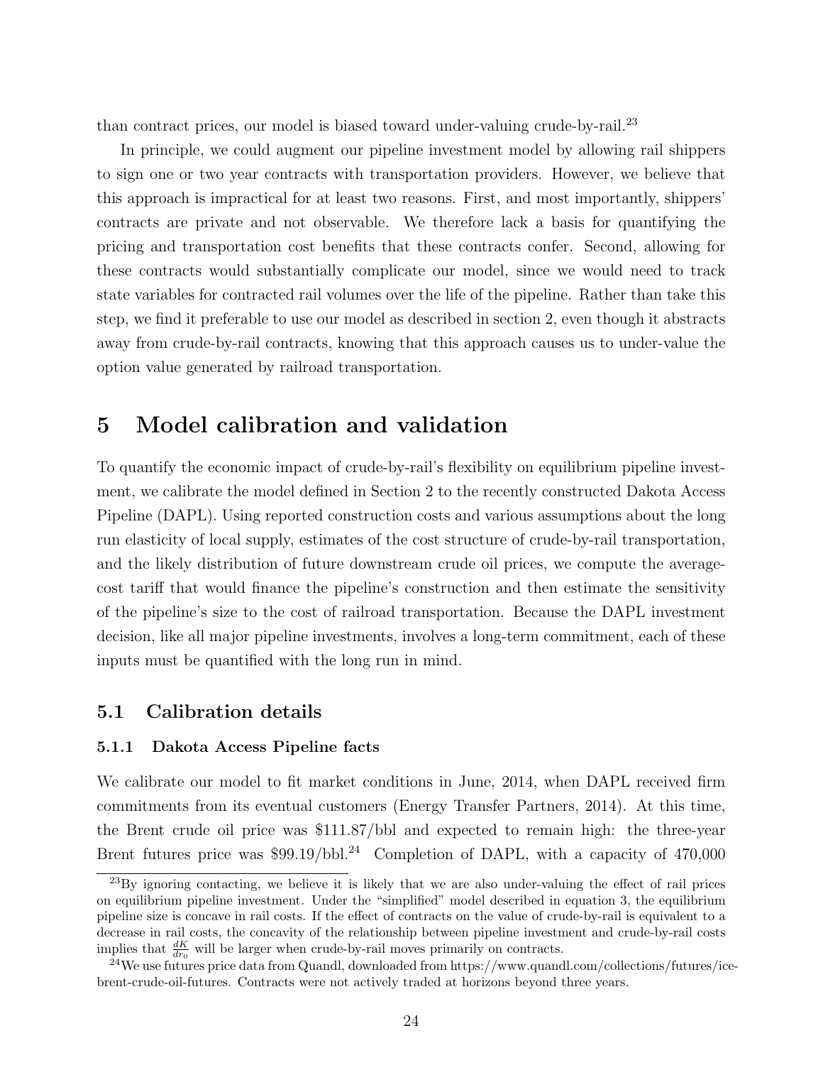than contract prices, our model is biased toward under-valuing crude-by-rail.[23]

In principle, we could augment our pipeline investment model by allowing rail shippers to sign one or two year contracts with transportation providers. However, we believe that this approach is impractical for at least two reasons. First, and most importantly, shippers' contracts are private and not observable. We therefore lack a basis for quantifying the pricing and transportation cost benefits that these contracts confer. Second, allowing for these contracts would substantially complicate our model, since we would need to track state variables for contracted rail volumes over the life of the pipeline. Rather than take this step, we find it preferable to use our model as described in section 2, even though it abstracts away from crude-by-rail contracts, knowing that this approach causes us to under-value the option value generated by railroad transportation.

# 5 Model calibration and validation

To quantify the economic impact of crude-by-rail's flexibility on equilibrium pipeline investment, we calibrate the model defined in Section 2 to the recently constructed Dakota Access Pipeline (DAPL). Using reported construction costs and various assumptions about the long run elasticity of local supply, estimates of the cost structure of crude-by-rail transportation, and the likely distribution of future downstream crude oil prices, we compute the average-cost tariff that would finance the pipeline's construction and then estimate the sensitivity of the pipeline's size to the cost of railroad transportation. Because the DAPL investment decision, like all major pipeline investments, involves a long-term commitment, each of these inputs must be quantified with the long run in mind.

## 5.1 Calibration details

### 5.1.1 Dakota Access Pipeline facts

We calibrate our model to fit market conditions in June, 2014, when DAPL received firm commitments from its eventual customers (Energy Transfer Partners, 2014). At this time, the Brent crude oil price was \$111.87/bbl and expected to remain high: the three-year Brent futures price was \$99.19/bbl.[24] Completion of DAPL, with a capacity of 470,000

[23]By ignoring contacting, we believe it is likely that we are also under-valuing the effect of rail prices on equilibrium pipeline investment. Under the "simplified" model described in equation 3, the equilibrium pipeline size is concave in rail costs. If the effect of contracts on the value of crude-by-rail is equivalent to a decrease in rail costs, the concavity of the relationship between pipeline investment and crude-by-rail costs implies that $\frac{dK}{dr_0}$ will be larger when crude-by-rail moves primarily on contracts.

[24]We use futures price data from Quandl, downloaded from https://www.quandl.com/collections/futures/ice-brent-crude-oil-futures. Contracts were not actively traded at horizons beyond three years.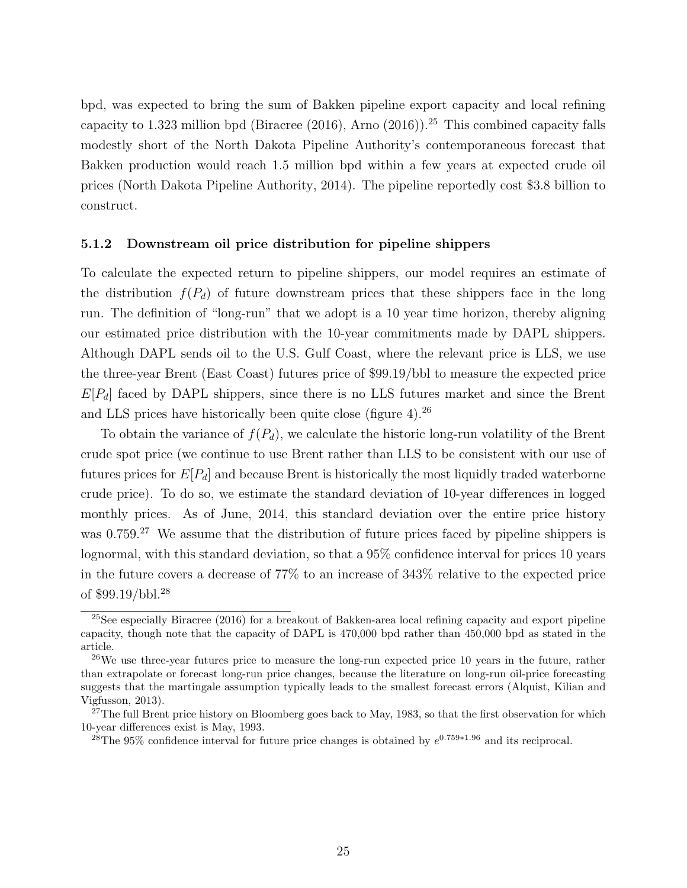bpd, was expected to bring the sum of Bakken pipeline export capacity and local refining capacity to 1.323 million bpd (Biracree (2016), Arno (2016)).[25] This combined capacity falls modestly short of the North Dakota Pipeline Authority's contemporaneous forecast that Bakken production would reach 1.5 million bpd within a few years at expected crude oil prices (North Dakota Pipeline Authority, 2014). The pipeline reportedly cost $3.8 billion to construct.

### 5.1.2 Downstream oil price distribution for pipeline shippers

To calculate the expected return to pipeline shippers, our model requires an estimate of the distribution $f(P_d)$ of future downstream prices that these shippers face in the long run. The definition of "long-run" that we adopt is a 10 year time horizon, thereby aligning our estimated price distribution with the 10-year commitments made by DAPL shippers. Although DAPL sends oil to the U.S. Gulf Coast, where the relevant price is LLS, we use the three-year Brent (East Coast) futures price of $99.19/bbl to measure the expected price $E[P_d]$ faced by DAPL shippers, since there is no LLS futures market and since the Brent and LLS prices have historically been quite close (figure 4).[26]

To obtain the variance of $f(P_d)$, we calculate the historic long-run volatility of the Brent crude spot price (we continue to use Brent rather than LLS to be consistent with our use of futures prices for $E[P_d]$ and because Brent is historically the most liquidly traded waterborne crude price). To do so, we estimate the standard deviation of 10-year differences in logged monthly prices. As of June, 2014, this standard deviation over the entire price history was 0.759.[27] We assume that the distribution of future prices faced by pipeline shippers is lognormal, with this standard deviation, so that a 95% confidence interval for prices 10 years in the future covers a decrease of 77% to an increase of 343% relative to the expected price of $99.19/bbl.[28]

---

[25] See especially Biracree (2016) for a breakout of Bakken-area local refining capacity and export pipeline capacity, though note that the capacity of DAPL is 470,000 bpd rather than 450,000 bpd as stated in the article.

[26] We use three-year futures price to measure the long-run expected price 10 years in the future, rather than extrapolate or forecast long-run price changes, because the literature on long-run oil-price forecasting suggests that the martingale assumption typically leads to the smallest forecast errors (Alquist, Kilian and Vigfusson, 2013).

[27] The full Brent price history on Bloomberg goes back to May, 1983, so that the first observation for which 10-year differences exist is May, 1993.

[28] The 95% confidence interval for future price changes is obtained by $e^{0.759*1.96}$ and its reciprocal.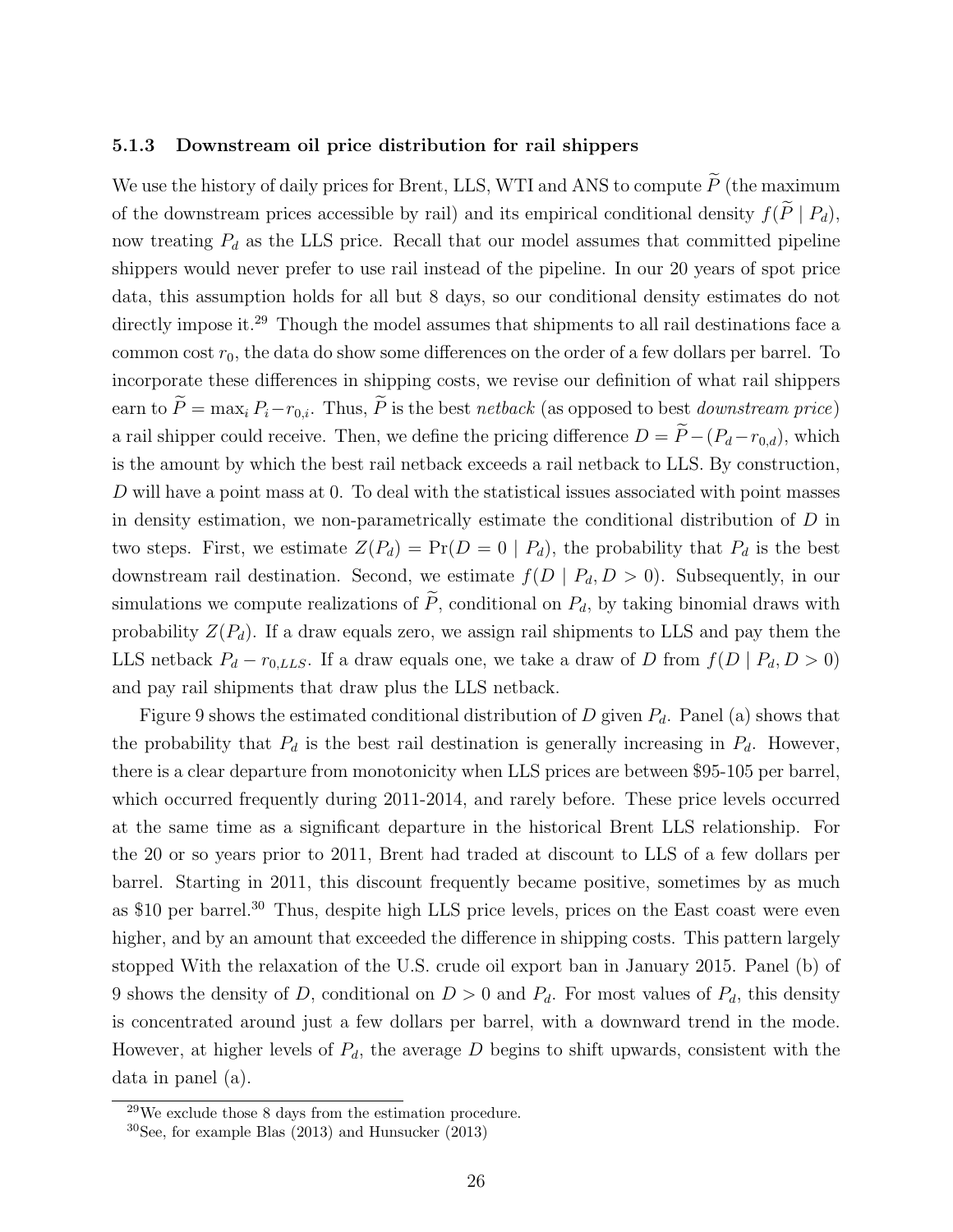### 5.1.3 Downstream oil price distribution for rail shippers

We use the history of daily prices for Brent, LLS, WTI and ANS to compute $\widetilde{P}$ (the maximum of the downstream prices accessible by rail) and its empirical conditional density $f(\widetilde{P} \mid P_d)$, now treating $P_d$ as the LLS price. Recall that our model assumes that committed pipeline shippers would never prefer to use rail instead of the pipeline. In our 20 years of spot price data, this assumption holds for all but 8 days, so our conditional density estimates do not directly impose it.[29] Though the model assumes that shipments to all rail destinations face a common cost $r_0$, the data do show some differences on the order of a few dollars per barrel. To incorporate these differences in shipping costs, we revise our definition of what rail shippers earn to $\widetilde{P} = \max_i P_i - r_{0,i}$. Thus, $\widetilde{P}$ is the best *netback* (as opposed to best *downstream price*) a rail shipper could receive. Then, we define the pricing difference $D = \widetilde{P} - (P_d - r_{0,d})$, which is the amount by which the best rail netback exceeds a rail netback to LLS. By construction, $D$ will have a point mass at 0. To deal with the statistical issues associated with point masses in density estimation, we non-parametrically estimate the conditional distribution of $D$ in two steps. First, we estimate $Z(P_d) = \Pr(D = 0 \mid P_d)$, the probability that $P_d$ is the best downstream rail destination. Second, we estimate $f(D \mid P_d, D > 0)$. Subsequently, in our simulations we compute realizations of $\widetilde{P}$, conditional on $P_d$, by taking binomial draws with probability $Z(P_d)$. If a draw equals zero, we assign rail shipments to LLS and pay them the LLS netback $P_d - r_{0,LLS}$. If a draw equals one, we take a draw of $D$ from $f(D \mid P_d, D > 0)$ and pay rail shipments that draw plus the LLS netback.

Figure 9 shows the estimated conditional distribution of $D$ given $P_d$. Panel (a) shows that the probability that $P_d$ is the best rail destination is generally increasing in $P_d$. However, there is a clear departure from monotonicity when LLS prices are between \$95-105 per barrel, which occurred frequently during 2011-2014, and rarely before. These price levels occurred at the same time as a significant departure in the historical Brent LLS relationship. For the 20 or so years prior to 2011, Brent had traded at discount to LLS of a few dollars per barrel. Starting in 2011, this discount frequently became positive, sometimes by as much as \$10 per barrel.[30] Thus, despite high LLS price levels, prices on the East coast were even higher, and by an amount that exceeded the difference in shipping costs. This pattern largely stopped With the relaxation of the U.S. crude oil export ban in January 2015. Panel (b) of 9 shows the density of $D$, conditional on $D > 0$ and $P_d$. For most values of $P_d$, this density is concentrated around just a few dollars per barrel, with a downward trend in the mode. However, at higher levels of $P_d$, the average $D$ begins to shift upwards, consistent with the data in panel (a).

[29] We exclude those 8 days from the estimation procedure.

[30] See, for example Blas (2013) and Hunsucker (2013)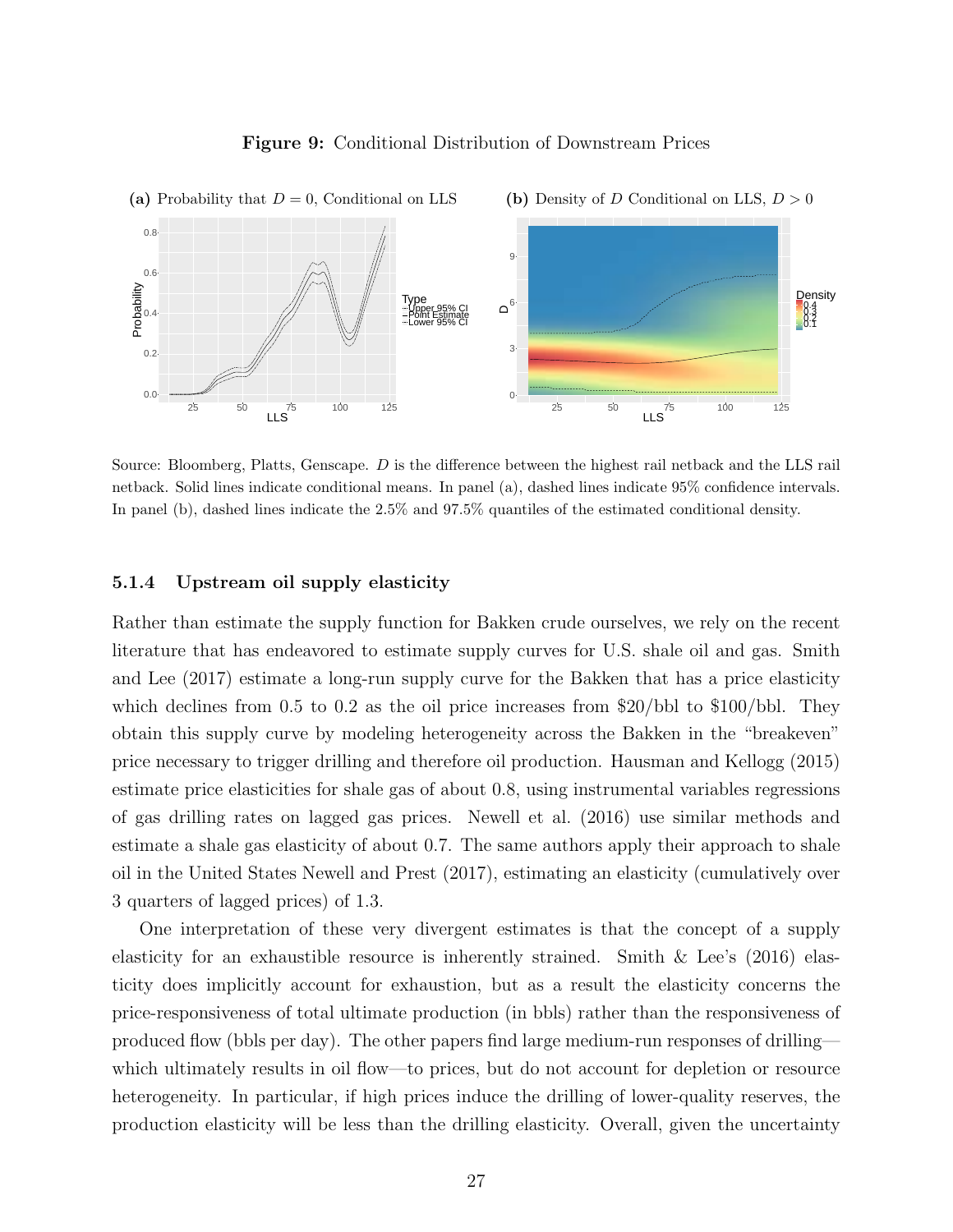**Figure 9:** Conditional Distribution of Downstream Prices

**(a)** Probability that $D = 0$, Conditional on LLS

**(b)** Density of $D$ Conditional on LLS, $D > 0$

Source: Bloomberg, Platts, Genscape. $D$ is the difference between the highest rail netback and the LLS rail netback. Solid lines indicate conditional means. In panel (a), dashed lines indicate 95% confidence intervals. In panel (b), dashed lines indicate the 2.5% and 97.5% quantiles of the estimated conditional density.

#### 5.1.4 Upstream oil supply elasticity

Rather than estimate the supply function for Bakken crude ourselves, we rely on the recent literature that has endeavored to estimate supply curves for U.S. shale oil and gas. Smith and Lee (2017) estimate a long-run supply curve for the Bakken that has a price elasticity which declines from 0.5 to 0.2 as the oil price increases from \$20/bbl to \$100/bbl. They obtain this supply curve by modeling heterogeneity across the Bakken in the "breakeven" price necessary to trigger drilling and therefore oil production. Hausman and Kellogg (2015) estimate price elasticities for shale gas of about 0.8, using instrumental variables regressions of gas drilling rates on lagged gas prices. Newell et al. (2016) use similar methods and estimate a shale gas elasticity of about 0.7. The same authors apply their approach to shale oil in the United States Newell and Prest (2017), estimating an elasticity (cumulatively over 3 quarters of lagged prices) of 1.3.

One interpretation of these very divergent estimates is that the concept of a supply elasticity for an exhaustible resource is inherently strained. Smith & Lee's (2016) elasticity does implicitly account for exhaustion, but as a result the elasticity concerns the price-responsiveness of total ultimate production (in bbls) rather than the responsiveness of produced flow (bbls per day). The other papers find large medium-run responses of drilling—which ultimately results in oil flow—to prices, but do not account for depletion or resource heterogeneity. In particular, if high prices induce the drilling of lower-quality reserves, the production elasticity will be less than the drilling elasticity. Overall, given the uncertainty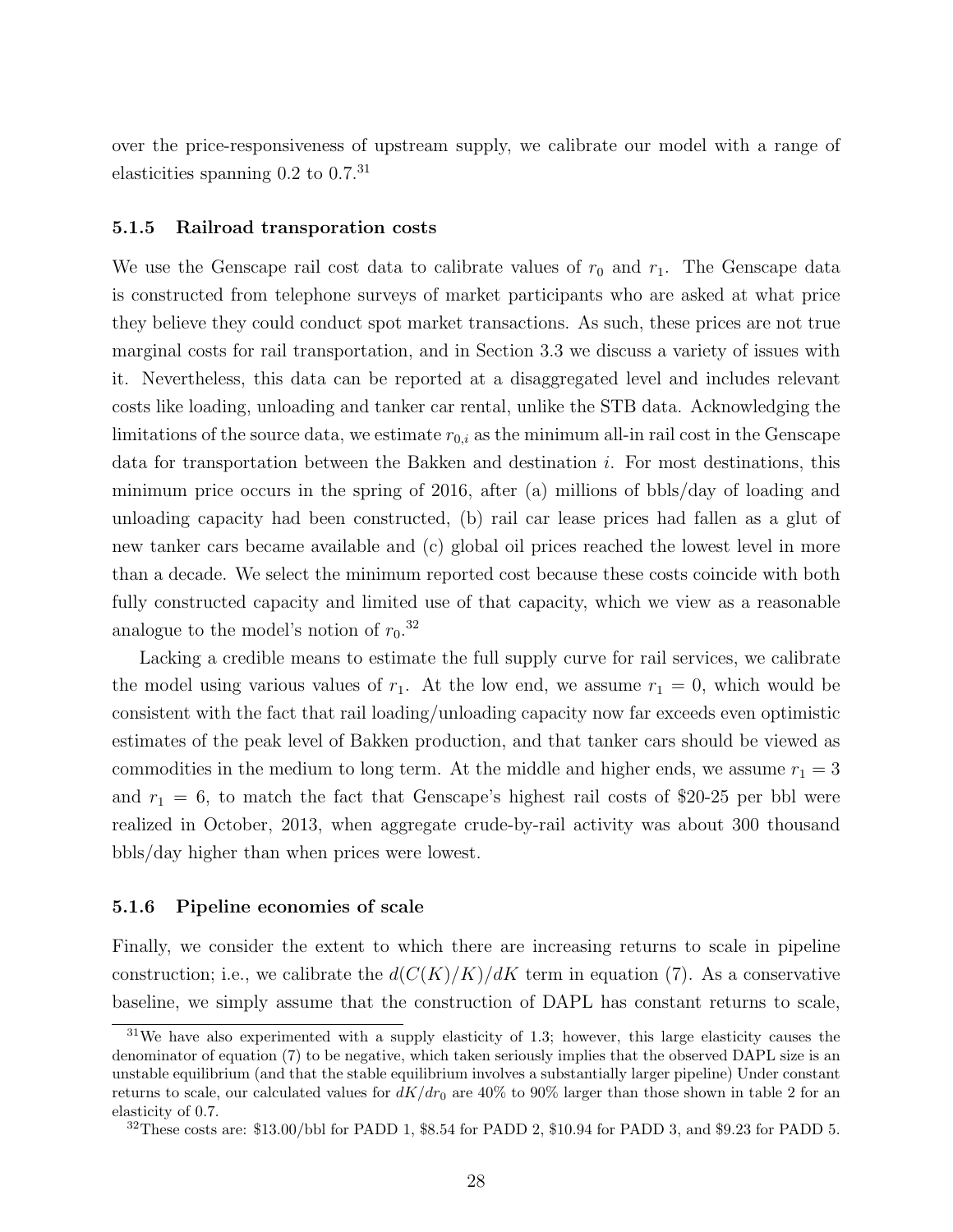over the price-responsiveness of upstream supply, we calibrate our model with a range of elasticities spanning 0.2 to 0.7.[31]

#### 5.1.5 Railroad transporation costs

We use the Genscape rail cost data to calibrate values of $r_0$ and $r_1$. The Genscape data is constructed from telephone surveys of market participants who are asked at what price they believe they could conduct spot market transactions. As such, these prices are not true marginal costs for rail transportation, and in Section 3.3 we discuss a variety of issues with it. Nevertheless, this data can be reported at a disaggregated level and includes relevant costs like loading, unloading and tanker car rental, unlike the STB data. Acknowledging the limitations of the source data, we estimate $r_{0,i}$ as the minimum all-in rail cost in the Genscape data for transportation between the Bakken and destination $i$. For most destinations, this minimum price occurs in the spring of 2016, after (a) millions of bbls/day of loading and unloading capacity had been constructed, (b) rail car lease prices had fallen as a glut of new tanker cars became available and (c) global oil prices reached the lowest level in more than a decade. We select the minimum reported cost because these costs coincide with both fully constructed capacity and limited use of that capacity, which we view as a reasonable analogue to the model's notion of $r_0$.[32]

Lacking a credible means to estimate the full supply curve for rail services, we calibrate the model using various values of $r_1$. At the low end, we assume $r_1 = 0$, which would be consistent with the fact that rail loading/unloading capacity now far exceeds even optimistic estimates of the peak level of Bakken production, and that tanker cars should be viewed as commodities in the medium to long term. At the middle and higher ends, we assume $r_1 = 3$ and $r_1 = 6$, to match the fact that Genscape's highest rail costs of \$20-25 per bbl were realized in October, 2013, when aggregate crude-by-rail activity was about 300 thousand bbls/day higher than when prices were lowest.

#### 5.1.6 Pipeline economies of scale

Finally, we consider the extent to which there are increasing returns to scale in pipeline construction; i.e., we calibrate the $d(C(K)/K)/dK$ term in equation (7). As a conservative baseline, we simply assume that the construction of DAPL has constant returns to scale,

---

[31] We have also experimented with a supply elasticity of 1.3; however, this large elasticity causes the denominator of equation (7) to be negative, which taken seriously implies that the observed DAPL size is an unstable equilibrium (and that the stable equilibrium involves a substantially larger pipeline) Under constant returns to scale, our calculated values for $dK/dr_0$ are 40% to 90% larger than those shown in table 2 for an elasticity of 0.7.

[32] These costs are: \$13.00/bbl for PADD 1, \$8.54 for PADD 2, \$10.94 for PADD 3, and \$9.23 for PADD 5.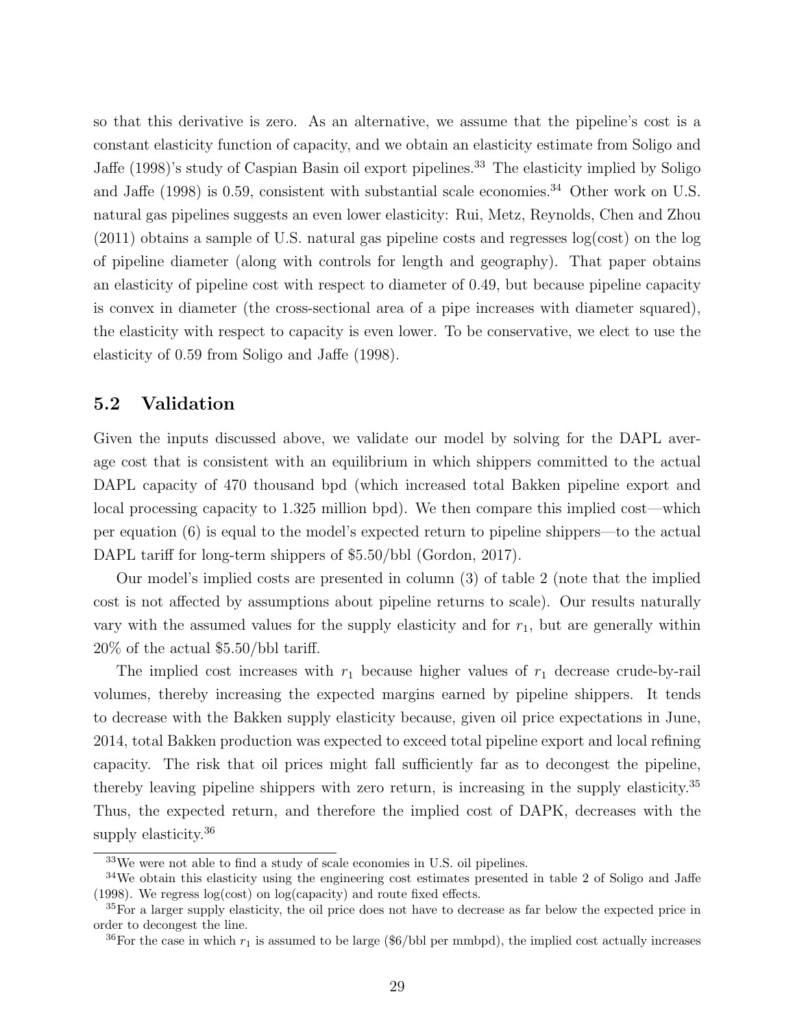so that this derivative is zero. As an alternative, we assume that the pipeline's cost is a constant elasticity function of capacity, and we obtain an elasticity estimate from Soligo and Jaffe (1998)'s study of Caspian Basin oil export pipelines.[33] The elasticity implied by Soligo and Jaffe (1998) is 0.59, consistent with substantial scale economies.[34] Other work on U.S. natural gas pipelines suggests an even lower elasticity: Rui, Metz, Reynolds, Chen and Zhou (2011) obtains a sample of U.S. natural gas pipeline costs and regresses log(cost) on the log of pipeline diameter (along with controls for length and geography). That paper obtains an elasticity of pipeline cost with respect to diameter of 0.49, but because pipeline capacity is convex in diameter (the cross-sectional area of a pipe increases with diameter squared), the elasticity with respect to capacity is even lower. To be conservative, we elect to use the elasticity of 0.59 from Soligo and Jaffe (1998).

## 5.2 Validation

Given the inputs discussed above, we validate our model by solving for the DAPL average cost that is consistent with an equilibrium in which shippers committed to the actual DAPL capacity of 470 thousand bpd (which increased total Bakken pipeline export and local processing capacity to 1.325 million bpd). We then compare this implied cost—which per equation (6) is equal to the model's expected return to pipeline shippers—to the actual DAPL tariff for long-term shippers of \$5.50/bbl (Gordon, 2017).

Our model's implied costs are presented in column (3) of table 2 (note that the implied cost is not affected by assumptions about pipeline returns to scale). Our results naturally vary with the assumed values for the supply elasticity and for $r_1$, but are generally within 20% of the actual \$5.50/bbl tariff.

The implied cost increases with $r_1$ because higher values of $r_1$ decrease crude-by-rail volumes, thereby increasing the expected margins earned by pipeline shippers. It tends to decrease with the Bakken supply elasticity because, given oil price expectations in June, 2014, total Bakken production was expected to exceed total pipeline export and local refining capacity. The risk that oil prices might fall sufficiently far as to decongest the pipeline, thereby leaving pipeline shippers with zero return, is increasing in the supply elasticity.[35] Thus, the expected return, and therefore the implied cost of DAPK, decreases with the supply elasticity.[36]

[33] We were not able to find a study of scale economies in U.S. oil pipelines.

[34] We obtain this elasticity using the engineering cost estimates presented in table 2 of Soligo and Jaffe (1998). We regress log(cost) on log(capacity) and route fixed effects.

[35] For a larger supply elasticity, the oil price does not have to decrease as far below the expected price in order to decongest the line.

[36] For the case in which $r_1$ is assumed to be large (\$6/bbl per mmbpd), the implied cost actually increases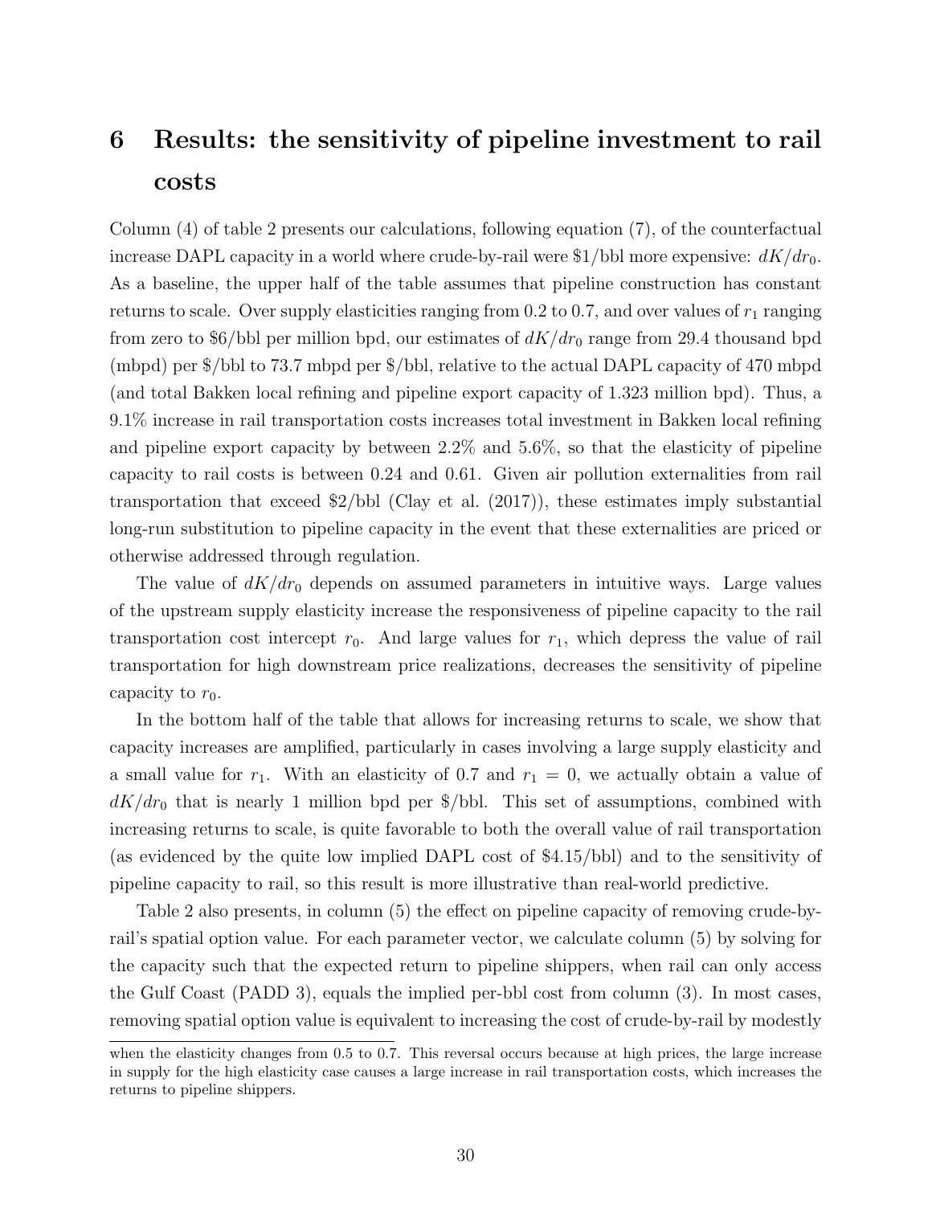# 6 Results: the sensitivity of pipeline investment to rail costs

Column (4) of table 2 presents our calculations, following equation (7), of the counterfactual increase DAPL capacity in a world where crude-by-rail were \$1/bbl more expensive: $dK/dr_0$. As a baseline, the upper half of the table assumes that pipeline construction has constant returns to scale. Over supply elasticities ranging from 0.2 to 0.7, and over values of $r_1$ ranging from zero to \$6/bbl per million bpd, our estimates of $dK/dr_0$ range from 29.4 thousand bpd (mbpd) per \$/bbl to 73.7 mbpd per \$/bbl, relative to the actual DAPL capacity of 470 mbpd (and total Bakken local refining and pipeline export capacity of 1.323 million bpd). Thus, a 9.1% increase in rail transportation costs increases total investment in Bakken local refining and pipeline export capacity by between 2.2% and 5.6%, so that the elasticity of pipeline capacity to rail costs is between 0.24 and 0.61. Given air pollution externalities from rail transportation that exceed \$2/bbl (Clay et al. (2017)), these estimates imply substantial long-run substitution to pipeline capacity in the event that these externalities are priced or otherwise addressed through regulation.

The value of $dK/dr_0$ depends on assumed parameters in intuitive ways. Large values of the upstream supply elasticity increase the responsiveness of pipeline capacity to the rail transportation cost intercept $r_0$. And large values for $r_1$, which depress the value of rail transportation for high downstream price realizations, decreases the sensitivity of pipeline capacity to $r_0$.

In the bottom half of the table that allows for increasing returns to scale, we show that capacity increases are amplified, particularly in cases involving a large supply elasticity and a small value for $r_1$. With an elasticity of 0.7 and $r_1 = 0$, we actually obtain a value of $dK/dr_0$ that is nearly 1 million bpd per \$/bbl. This set of assumptions, combined with increasing returns to scale, is quite favorable to both the overall value of rail transportation (as evidenced by the quite low implied DAPL cost of \$4.15/bbl) and to the sensitivity of pipeline capacity to rail, so this result is more illustrative than real-world predictive.

Table 2 also presents, in column (5) the effect on pipeline capacity of removing crude-by-rail's spatial option value. For each parameter vector, we calculate column (5) by solving for the capacity such that the expected return to pipeline shippers, when rail can only access the Gulf Coast (PADD 3), equals the implied per-bbl cost from column (3). In most cases, removing spatial option value is equivalent to increasing the cost of crude-by-rail by modestly

when the elasticity changes from 0.5 to 0.7. This reversal occurs because at high prices, the large increase in supply for the high elasticity case causes a large increase in rail transportation costs, which increases the returns to pipeline shippers.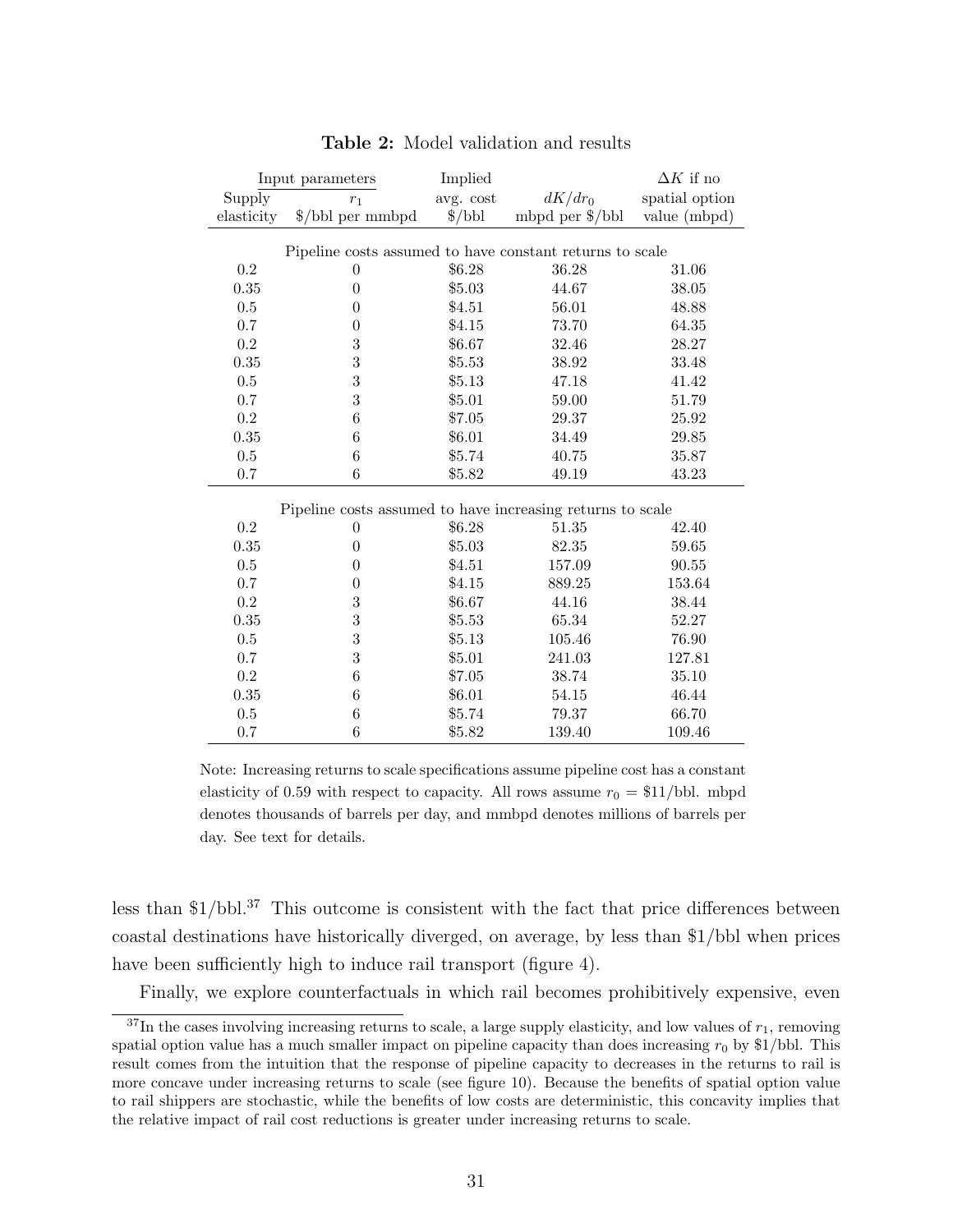**Table 2:** Model validation and results

| Input parameters | | Implied | | $\Delta K$ if no |
|---|---|---|---|---|
| Supply elasticity | $r_1$ \$/bbl per mmbpd | avg. cost \$/bbl | $dK/dr_0$ mbpd per \$/bbl | spatial option value (mbpd) |
| *Pipeline costs assumed to have constant returns to scale* | | | | |
| 0.2 | 0 | \$6.28 | 36.28 | 31.06 |
| 0.35 | 0 | \$5.03 | 44.67 | 38.05 |
| 0.5 | 0 | \$4.51 | 56.01 | 48.88 |
| 0.7 | 0 | \$4.15 | 73.70 | 64.35 |
| 0.2 | 3 | \$6.67 | 32.46 | 28.27 |
| 0.35 | 3 | \$5.53 | 38.92 | 33.48 |
| 0.5 | 3 | \$5.13 | 47.18 | 41.42 |
| 0.7 | 3 | \$5.01 | 59.00 | 51.79 |
| 0.2 | 6 | \$7.05 | 29.37 | 25.92 |
| 0.35 | 6 | \$6.01 | 34.49 | 29.85 |
| 0.5 | 6 | \$5.74 | 40.75 | 35.87 |
| 0.7 | 6 | \$5.82 | 49.19 | 43.23 |
| *Pipeline costs assumed to have increasing returns to scale* | | | | |
| 0.2 | 0 | \$6.28 | 51.35 | 42.40 |
| 0.35 | 0 | \$5.03 | 82.35 | 59.65 |
| 0.5 | 0 | \$4.51 | 157.09 | 90.55 |
| 0.7 | 0 | \$4.15 | 889.25 | 153.64 |
| 0.2 | 3 | \$6.67 | 44.16 | 38.44 |
| 0.35 | 3 | \$5.53 | 65.34 | 52.27 |
| 0.5 | 3 | \$5.13 | 105.46 | 76.90 |
| 0.7 | 3 | \$5.01 | 241.03 | 127.81 |
| 0.2 | 6 | \$7.05 | 38.74 | 35.10 |
| 0.35 | 6 | \$6.01 | 54.15 | 46.44 |
| 0.5 | 6 | \$5.74 | 79.37 | 66.70 |
| 0.7 | 6 | \$5.82 | 139.40 | 109.46 |

Note: Increasing returns to scale specifications assume pipeline cost has a constant elasticity of 0.59 with respect to capacity. All rows assume $r_0$ = \$11/bbl. mbpd denotes thousands of barrels per day, and mmbpd denotes millions of barrels per day. See text for details.

less than \$1/bbl.[37] This outcome is consistent with the fact that price differences between coastal destinations have historically diverged, on average, by less than \$1/bbl when prices have been sufficiently high to induce rail transport (figure 4).

Finally, we explore counterfactuals in which rail becomes prohibitively expensive, even

[37] In the cases involving increasing returns to scale, a large supply elasticity, and low values of $r_1$, removing spatial option value has a much smaller impact on pipeline capacity than does increasing $r_0$ by \$1/bbl. This result comes from the intuition that the response of pipeline capacity to decreases in the returns to rail is more concave under increasing returns to scale (see figure 10). Because the benefits of spatial option value to rail shippers are stochastic, while the benefits of low costs are deterministic, this concavity implies that the relative impact of rail cost reductions is greater under increasing returns to scale.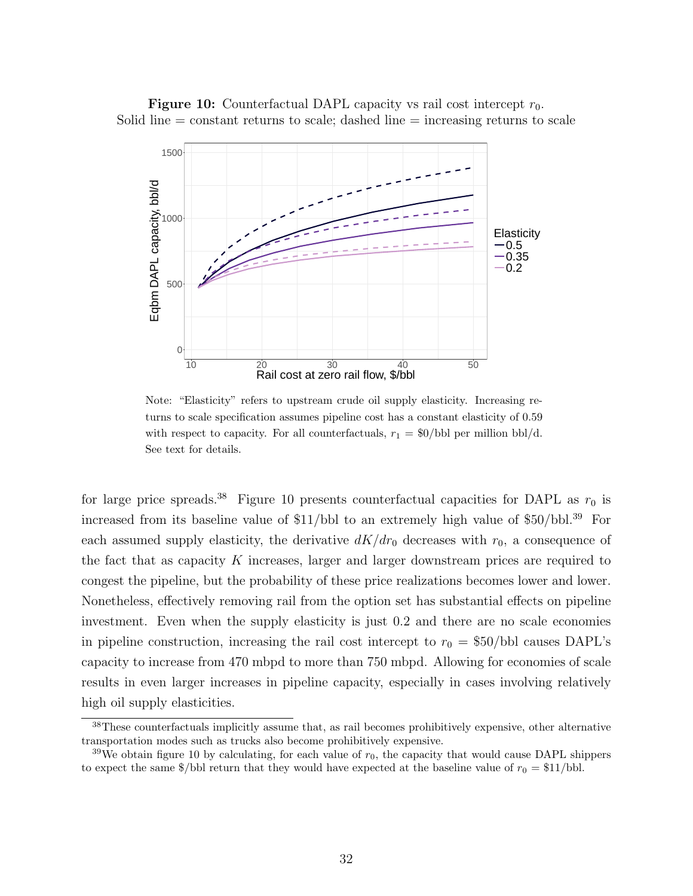**Figure 10:** Counterfactual DAPL capacity vs rail cost intercept $r_0$.
Solid line = constant returns to scale; dashed line = increasing returns to scale

Note: "Elasticity" refers to upstream crude oil supply elasticity. Increasing returns to scale specification assumes pipeline cost has a constant elasticity of 0.59 with respect to capacity. For all counterfactuals, $r_1$ = \$0/bbl per million bbl/d. See text for details.

for large price spreads.[38] Figure 10 presents counterfactual capacities for DAPL as $r_0$ is increased from its baseline value of \$11/bbl to an extremely high value of \$50/bbl.[39] For each assumed supply elasticity, the derivative $dK/dr_0$ decreases with $r_0$, a consequence of the fact that as capacity $K$ increases, larger and larger downstream prices are required to congest the pipeline, but the probability of these price realizations becomes lower and lower. Nonetheless, effectively removing rail from the option set has substantial effects on pipeline investment. Even when the supply elasticity is just 0.2 and there are no scale economies in pipeline construction, increasing the rail cost intercept to $r_0$ = \$50/bbl causes DAPL's capacity to increase from 470 mbpd to more than 750 mbpd. Allowing for economies of scale results in even larger increases in pipeline capacity, especially in cases involving relatively high oil supply elasticities.

[38] These counterfactuals implicitly assume that, as rail becomes prohibitively expensive, other alternative transportation modes such as trucks also become prohibitively expensive.

[39] We obtain figure 10 by calculating, for each value of $r_0$, the capacity that would cause DAPL shippers to expect the same \$/bbl return that they would have expected at the baseline value of $r_0$ = \$11/bbl.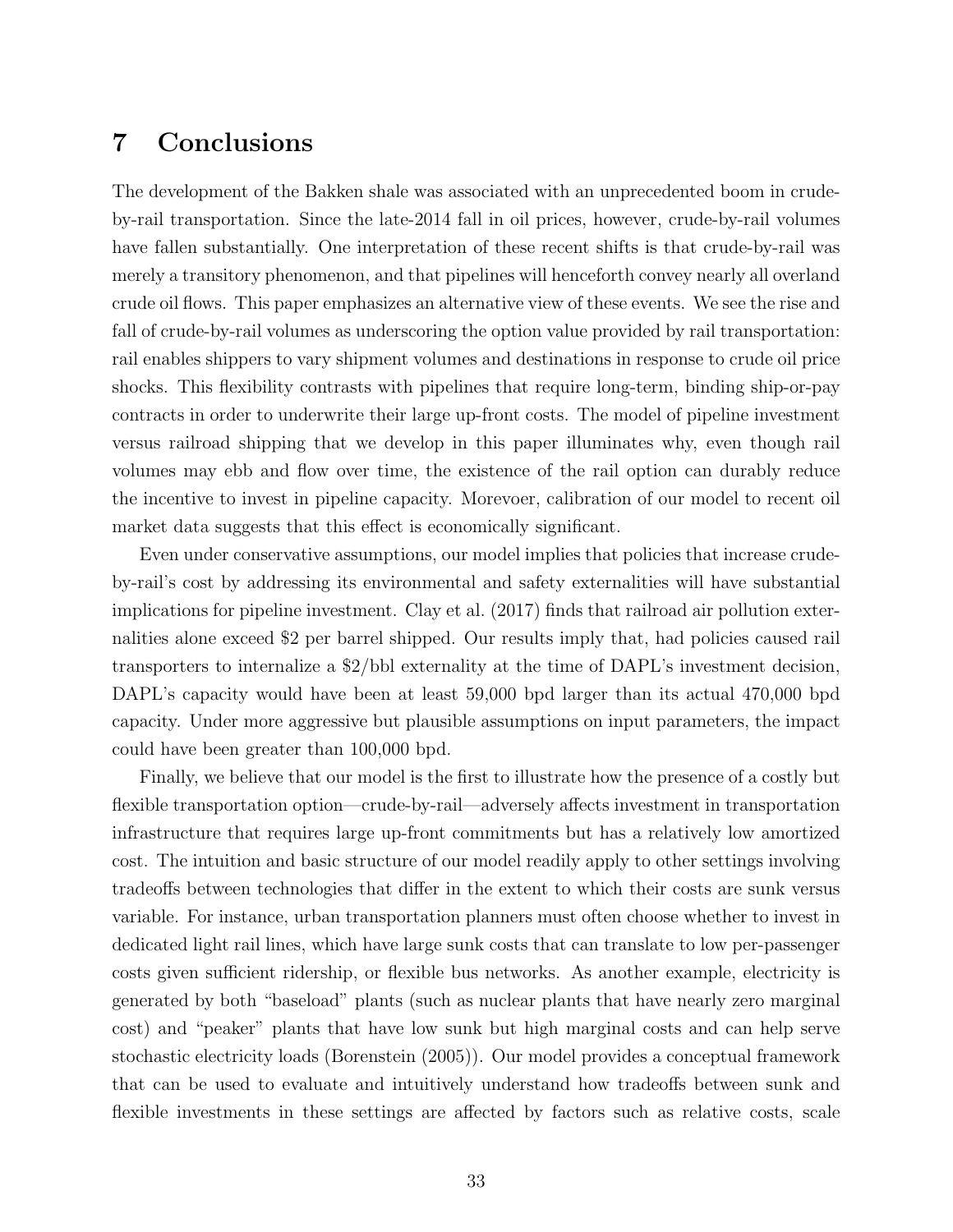# 7 Conclusions

The development of the Bakken shale was associated with an unprecedented boom in crude-by-rail transportation. Since the late-2014 fall in oil prices, however, crude-by-rail volumes have fallen substantially. One interpretation of these recent shifts is that crude-by-rail was merely a transitory phenomenon, and that pipelines will henceforth convey nearly all overland crude oil flows. This paper emphasizes an alternative view of these events. We see the rise and fall of crude-by-rail volumes as underscoring the option value provided by rail transportation: rail enables shippers to vary shipment volumes and destinations in response to crude oil price shocks. This flexibility contrasts with pipelines that require long-term, binding ship-or-pay contracts in order to underwrite their large up-front costs. The model of pipeline investment versus railroad shipping that we develop in this paper illuminates why, even though rail volumes may ebb and flow over time, the existence of the rail option can durably reduce the incentive to invest in pipeline capacity. Morevoer, calibration of our model to recent oil market data suggests that this effect is economically significant.

Even under conservative assumptions, our model implies that policies that increase crude-by-rail's cost by addressing its environmental and safety externalities will have substantial implications for pipeline investment. Clay et al. (2017) finds that railroad air pollution externalities alone exceed \$2 per barrel shipped. Our results imply that, had policies caused rail transporters to internalize a \$2/bbl externality at the time of DAPL's investment decision, DAPL's capacity would have been at least 59,000 bpd larger than its actual 470,000 bpd capacity. Under more aggressive but plausible assumptions on input parameters, the impact could have been greater than 100,000 bpd.

Finally, we believe that our model is the first to illustrate how the presence of a costly but flexible transportation option—crude-by-rail—adversely affects investment in transportation infrastructure that requires large up-front commitments but has a relatively low amortized cost. The intuition and basic structure of our model readily apply to other settings involving tradeoffs between technologies that differ in the extent to which their costs are sunk versus variable. For instance, urban transportation planners must often choose whether to invest in dedicated light rail lines, which have large sunk costs that can translate to low per-passenger costs given sufficient ridership, or flexible bus networks. As another example, electricity is generated by both "baseload" plants (such as nuclear plants that have nearly zero marginal cost) and "peaker" plants that have low sunk but high marginal costs and can help serve stochastic electricity loads (Borenstein (2005)). Our model provides a conceptual framework that can be used to evaluate and intuitively understand how tradeoffs between sunk and flexible investments in these settings are affected by factors such as relative costs, scale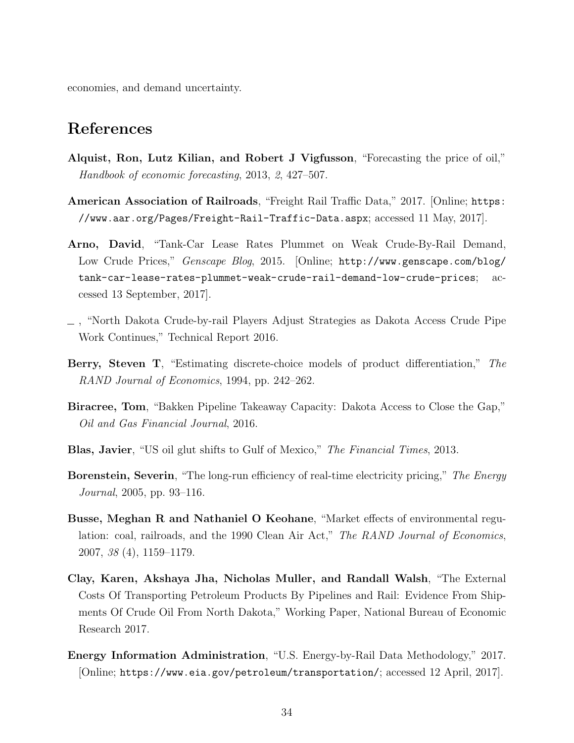economies, and demand uncertainty.

# References

**Alquist, Ron, Lutz Kilian, and Robert J Vigfusson**, "Forecasting the price of oil," *Handbook of economic forecasting*, 2013, *2*, 427–507.

**American Association of Railroads**, "Freight Rail Traffic Data," 2017. [Online; `https://www.aar.org/Pages/Freight-Rail-Traffic-Data.aspx`; accessed 11 May, 2017].

**Arno, David**, "Tank-Car Lease Rates Plummet on Weak Crude-By-Rail Demand, Low Crude Prices," *Genscape Blog*, 2015. [Online; `http://www.genscape.com/blog/tank-car-lease-rates-plummet-weak-crude-rail-demand-low-crude-prices`; accessed 13 September, 2017].

_ , "North Dakota Crude-by-rail Players Adjust Strategies as Dakota Access Crude Pipe Work Continues," Technical Report 2016.

**Berry, Steven T**, "Estimating discrete-choice models of product differentiation," *The RAND Journal of Economics*, 1994, pp. 242–262.

**Biracree, Tom**, "Bakken Pipeline Takeaway Capacity: Dakota Access to Close the Gap," *Oil and Gas Financial Journal*, 2016.

**Blas, Javier**, "US oil glut shifts to Gulf of Mexico," *The Financial Times*, 2013.

**Borenstein, Severin**, "The long-run efficiency of real-time electricity pricing," *The Energy Journal*, 2005, pp. 93–116.

**Busse, Meghan R and Nathaniel O Keohane**, "Market effects of environmental regulation: coal, railroads, and the 1990 Clean Air Act," *The RAND Journal of Economics*, 2007, *38* (4), 1159–1179.

**Clay, Karen, Akshaya Jha, Nicholas Muller, and Randall Walsh**, "The External Costs Of Transporting Petroleum Products By Pipelines and Rail: Evidence From Shipments Of Crude Oil From North Dakota," Working Paper, National Bureau of Economic Research 2017.

**Energy Information Administration**, "U.S. Energy-by-Rail Data Methodology," 2017. [Online; `https://www.eia.gov/petroleum/transportation/`; accessed 12 April, 2017].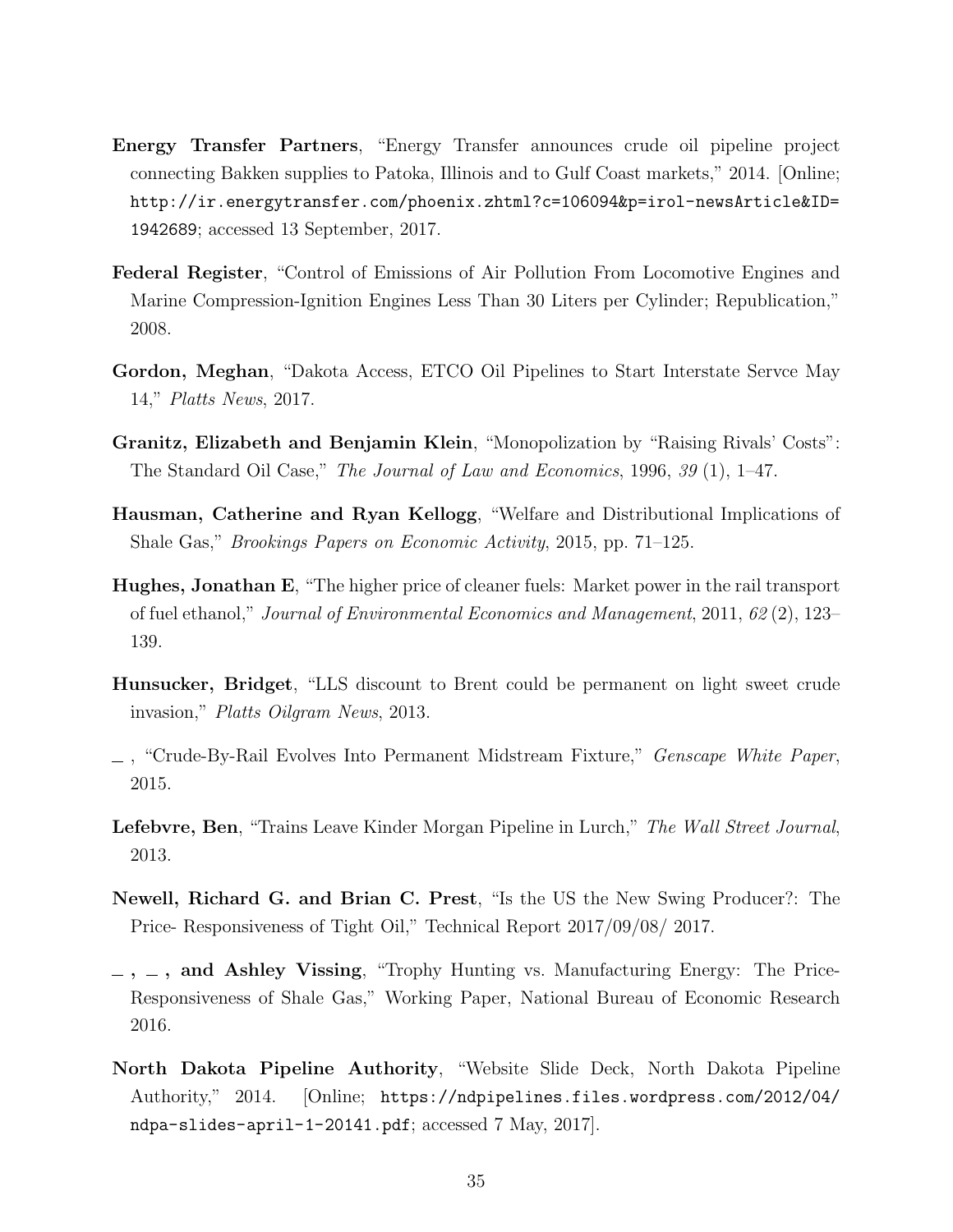**Energy Transfer Partners**, "Energy Transfer announces crude oil pipeline project connecting Bakken supplies to Patoka, Illinois and to Gulf Coast markets," 2014. [Online; `http://ir.energytransfer.com/phoenix.zhtml?c=106094&p=irol-newsArticle&ID=1942689`; accessed 13 September, 2017.

**Federal Register**, "Control of Emissions of Air Pollution From Locomotive Engines and Marine Compression-Ignition Engines Less Than 30 Liters per Cylinder; Republication," 2008.

**Gordon, Meghan**, "Dakota Access, ETCO Oil Pipelines to Start Interstate Servce May 14," *Platts News*, 2017.

**Granitz, Elizabeth and Benjamin Klein**, "Monopolization by "Raising Rivals' Costs": The Standard Oil Case," *The Journal of Law and Economics*, 1996, *39* (1), 1–47.

**Hausman, Catherine and Ryan Kellogg**, "Welfare and Distributional Implications of Shale Gas," *Brookings Papers on Economic Activity*, 2015, pp. 71–125.

**Hughes, Jonathan E**, "The higher price of cleaner fuels: Market power in the rail transport of fuel ethanol," *Journal of Environmental Economics and Management*, 2011, *62* (2), 123–139.

**Hunsucker, Bridget**, "LLS discount to Brent could be permanent on light sweet crude invasion," *Platts Oilgram News*, 2013.

_ , "Crude-By-Rail Evolves Into Permanent Midstream Fixture," *Genscape White Paper*, 2015.

**Lefebvre, Ben**, "Trains Leave Kinder Morgan Pipeline in Lurch," *The Wall Street Journal*, 2013.

**Newell, Richard G. and Brian C. Prest**, "Is the US the New Swing Producer?: The Price- Responsiveness of Tight Oil," Technical Report 2017/09/08/ 2017.

**_ , _ , and Ashley Vissing**, "Trophy Hunting vs. Manufacturing Energy: The Price-Responsiveness of Shale Gas," Working Paper, National Bureau of Economic Research 2016.

**North Dakota Pipeline Authority**, "Website Slide Deck, North Dakota Pipeline Authority," 2014. [Online; `https://ndpipelines.files.wordpress.com/2012/04/ndpa-slides-april-1-20141.pdf`; accessed 7 May, 2017].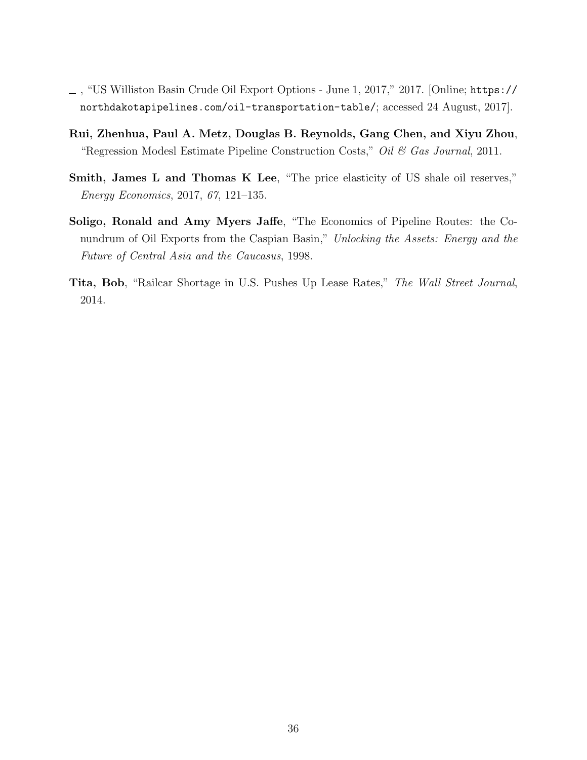— , "US Williston Basin Crude Oil Export Options - June 1, 2017," 2017. [Online; https://northdakotapipelines.com/oil-transportation-table/; accessed 24 August, 2017].

**Rui, Zhenhua, Paul A. Metz, Douglas B. Reynolds, Gang Chen, and Xiyu Zhou**, "Regression Modesl Estimate Pipeline Construction Costs," *Oil & Gas Journal*, 2011.

**Smith, James L and Thomas K Lee**, "The price elasticity of US shale oil reserves," *Energy Economics*, 2017, *67*, 121–135.

**Soligo, Ronald and Amy Myers Jaffe**, "The Economics of Pipeline Routes: the Conundrum of Oil Exports from the Caspian Basin," *Unlocking the Assets: Energy and the Future of Central Asia and the Caucasus*, 1998.

**Tita, Bob**, "Railcar Shortage in U.S. Pushes Up Lease Rates," *The Wall Street Journal*, 2014.